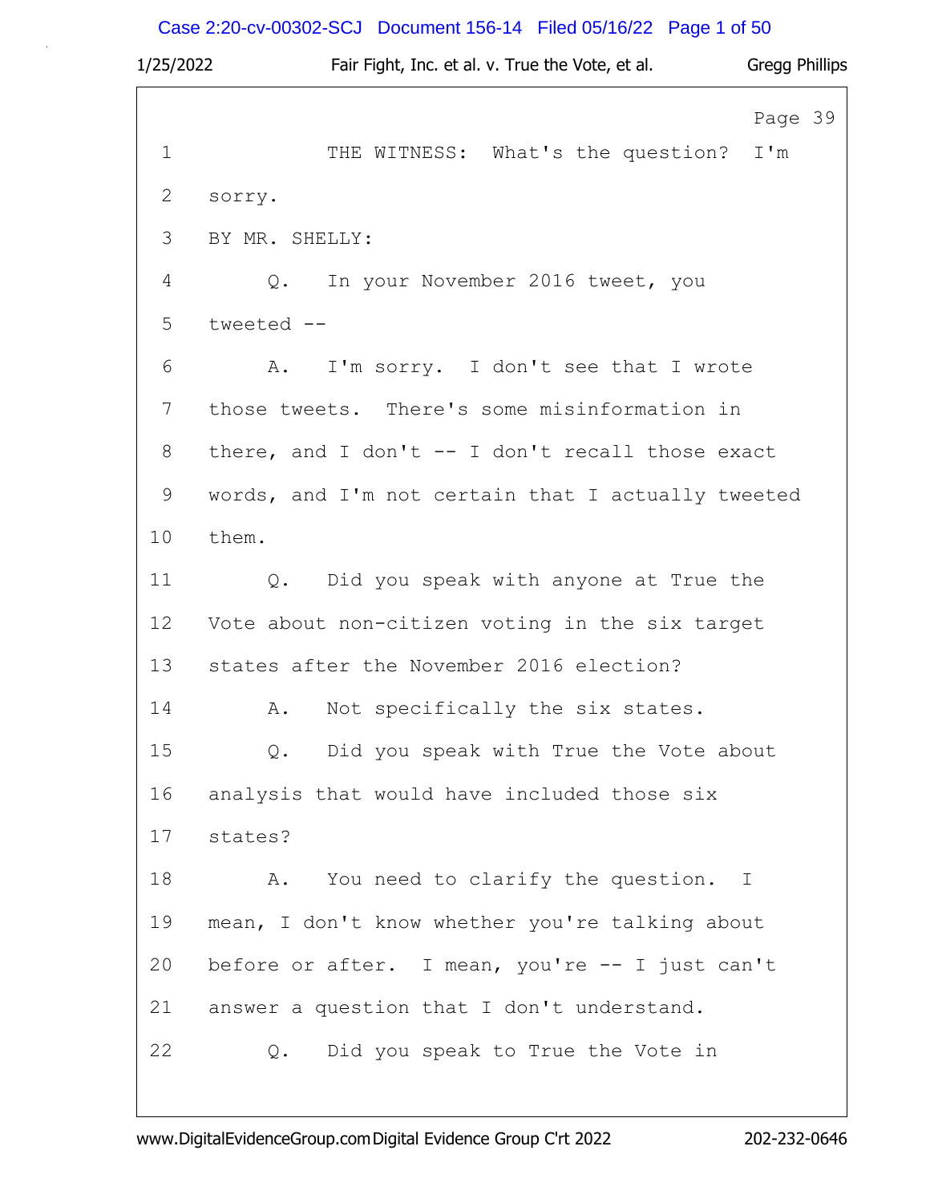Page 39

1 THE WITNESS: What's the question? I'm
2 sorry.
3 BY MR. SHELLY:
4 Q. In your November 2016 tweet, you
5 tweeted --
6 A. I'm sorry. I don't see that I wrote
7 those tweets. There's some misinformation in
8 there, and I don't -- I don't recall those exact
9 words, and I'm not certain that I actually tweeted
10 them.
11 Q. Did you speak with anyone at True the
12 Vote about non-citizen voting in the six target
13 states after the November 2016 election?
14 A. Not specifically the six states.
15 Q. Did you speak with True the Vote about
16 analysis that would have included those six
17 states?
18 A. You need to clarify the question. I
19 mean, I don't know whether you're talking about
20 before or after. I mean, you're -- I just can't
21 answer a question that I don't understand.
22 Q. Did you speak to True the Vote in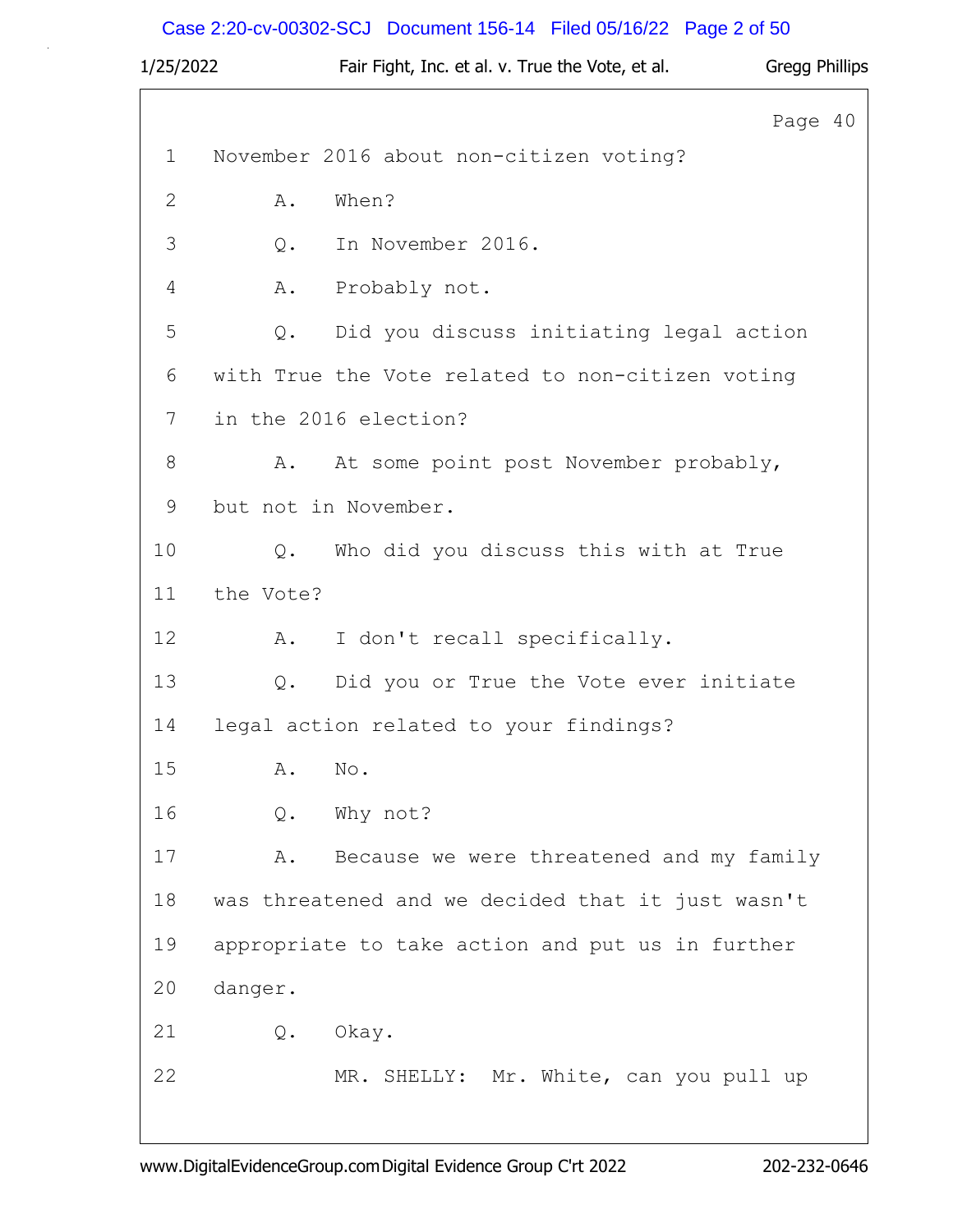Page 40

1 November 2016 about non-citizen voting?

2 A. When?

3 Q. In November 2016.

4 A. Probably not.

5 Q. Did you discuss initiating legal action

6 with True the Vote related to non-citizen voting

7 in the 2016 election?

8 A. At some point post November probably,

9 but not in November.

10 Q. Who did you discuss this with at True

11 the Vote?

12 A. I don't recall specifically.

13 Q. Did you or True the Vote ever initiate

14 legal action related to your findings?

15 A. No.

16 Q. Why not?

17 A. Because we were threatened and my family

18 was threatened and we decided that it just wasn't

19 appropriate to take action and put us in further

20 danger.

21 Q. Okay.

22 MR. SHELLY: Mr. White, can you pull up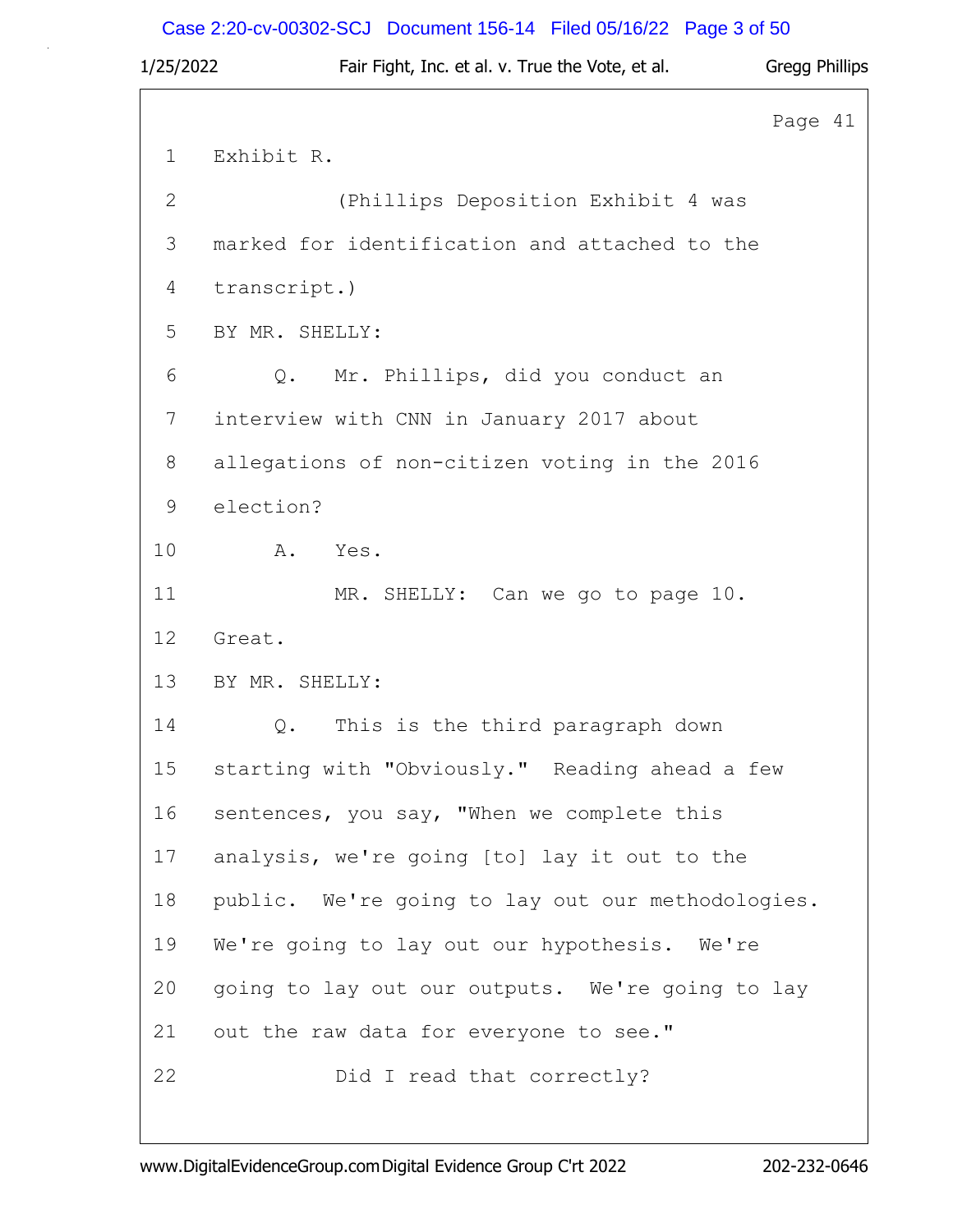Page 41

1 Exhibit R.

2 (Phillips Deposition Exhibit 4 was

3 marked for identification and attached to the

4 transcript.)

5 BY MR. SHELLY:

6 Q. Mr. Phillips, did you conduct an

7 interview with CNN in January 2017 about

8 allegations of non-citizen voting in the 2016

9 election?

10 A. Yes.

11 MR. SHELLY: Can we go to page 10.

12 Great.

13 BY MR. SHELLY:

14 Q. This is the third paragraph down

15 starting with "Obviously." Reading ahead a few

16 sentences, you say, "When we complete this

17 analysis, we're going [to] lay it out to the

18 public. We're going to lay out our methodologies.

19 We're going to lay out our hypothesis. We're

20 going to lay out our outputs. We're going to lay

21 out the raw data for everyone to see."

22 Did I read that correctly?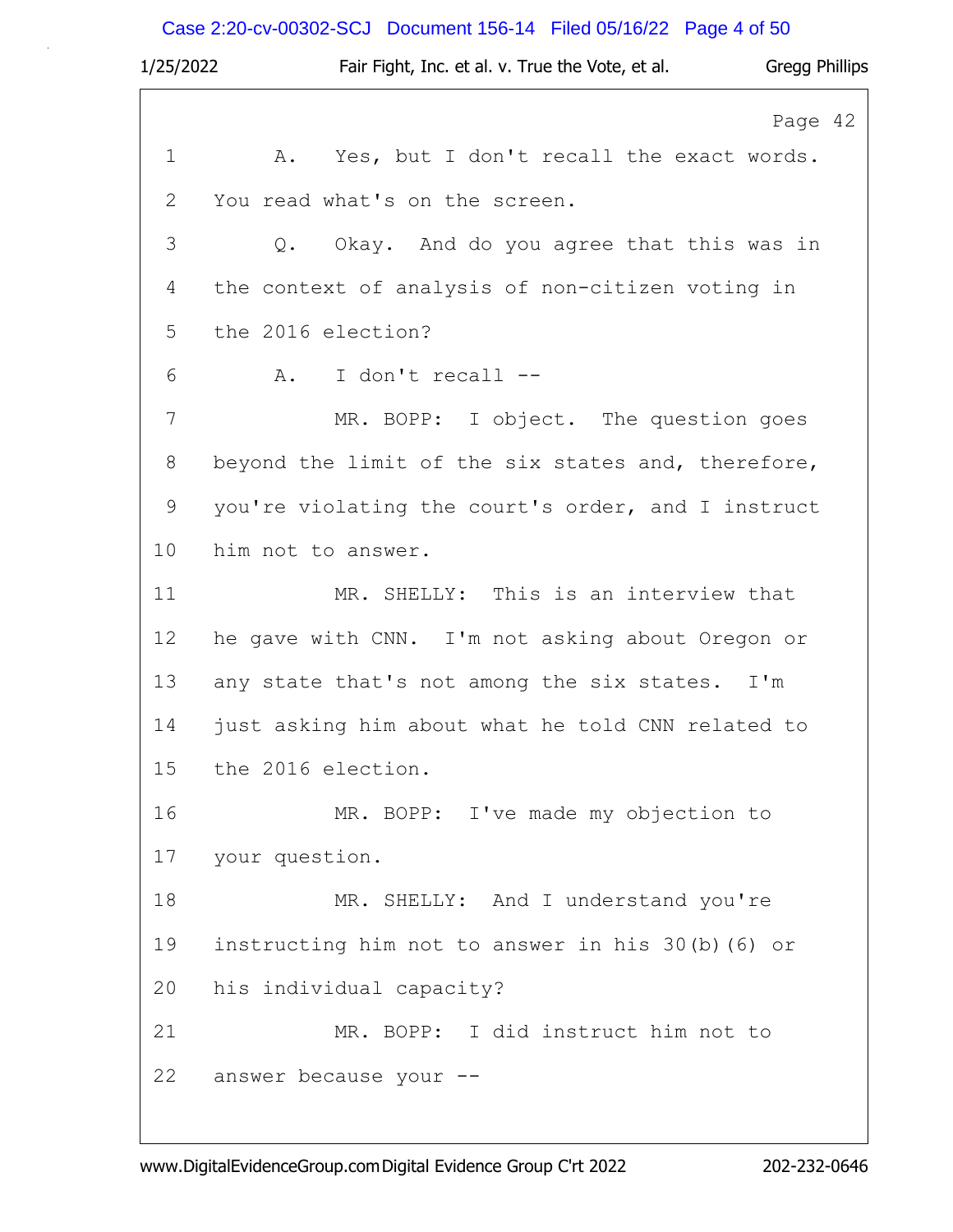Page 42

1 A. Yes, but I don't recall the exact words.

2 You read what's on the screen.

3 Q. Okay. And do you agree that this was in

4 the context of analysis of non-citizen voting in

5 the 2016 election?

6 A. I don't recall --

7 MR. BOPP: I object. The question goes

8 beyond the limit of the six states and, therefore,

9 you're violating the court's order, and I instruct

10 him not to answer.

11 MR. SHELLY: This is an interview that

12 he gave with CNN. I'm not asking about Oregon or

13 any state that's not among the six states. I'm

14 just asking him about what he told CNN related to

15 the 2016 election.

16 MR. BOPP: I've made my objection to

17 your question.

18 MR. SHELLY: And I understand you're

19 instructing him not to answer in his 30(b)(6) or

20 his individual capacity?

21 MR. BOPP: I did instruct him not to

22 answer because your --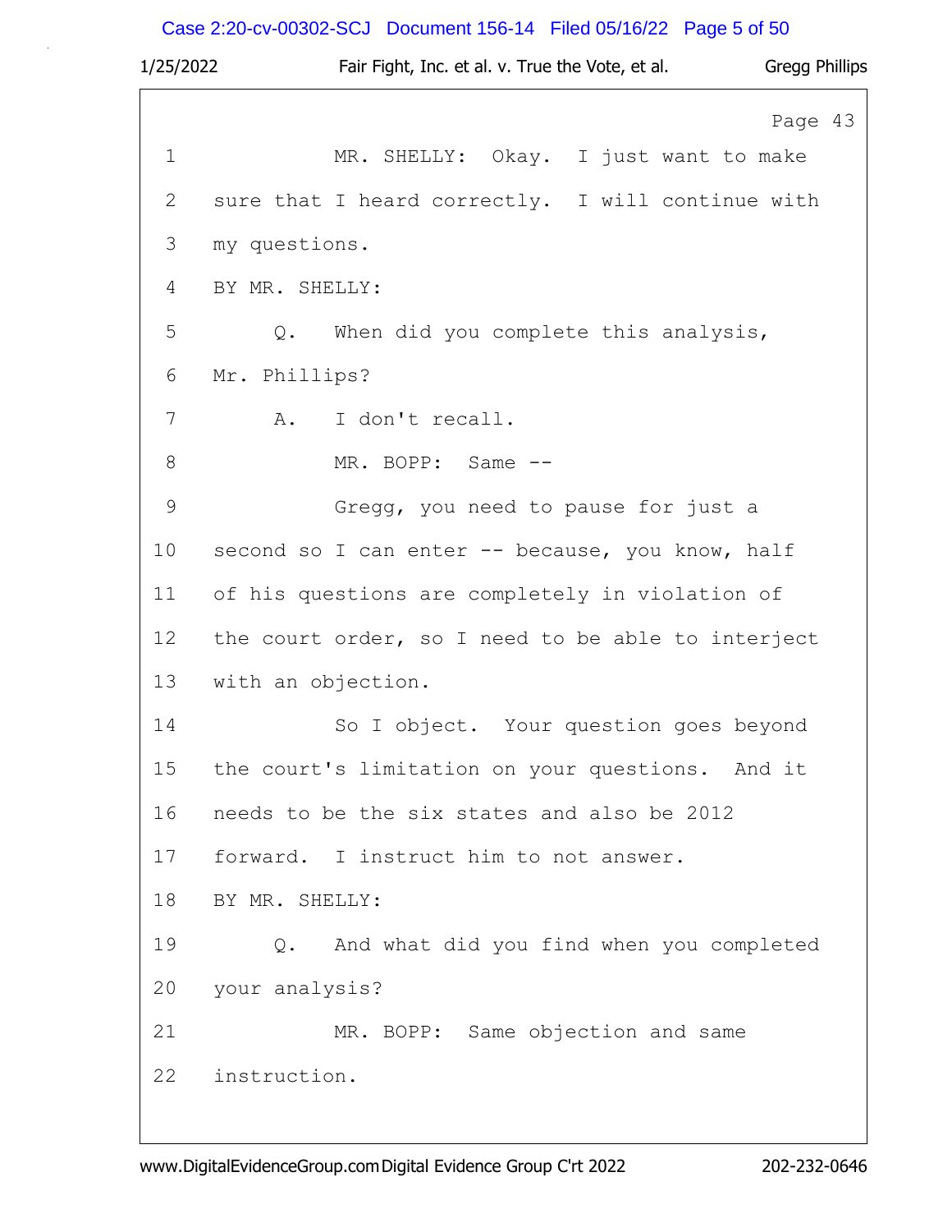Page 43

1 MR. SHELLY: Okay. I just want to make
2 sure that I heard correctly. I will continue with
3 my questions.
4 BY MR. SHELLY:
5 Q. When did you complete this analysis,
6 Mr. Phillips?
7 A. I don't recall.
8 MR. BOPP: Same --
9 Gregg, you need to pause for just a
10 second so I can enter -- because, you know, half
11 of his questions are completely in violation of
12 the court order, so I need to be able to interject
13 with an objection.
14 So I object. Your question goes beyond
15 the court's limitation on your questions. And it
16 needs to be the six states and also be 2012
17 forward. I instruct him to not answer.
18 BY MR. SHELLY:
19 Q. And what did you find when you completed
20 your analysis?
21 MR. BOPP: Same objection and same
22 instruction.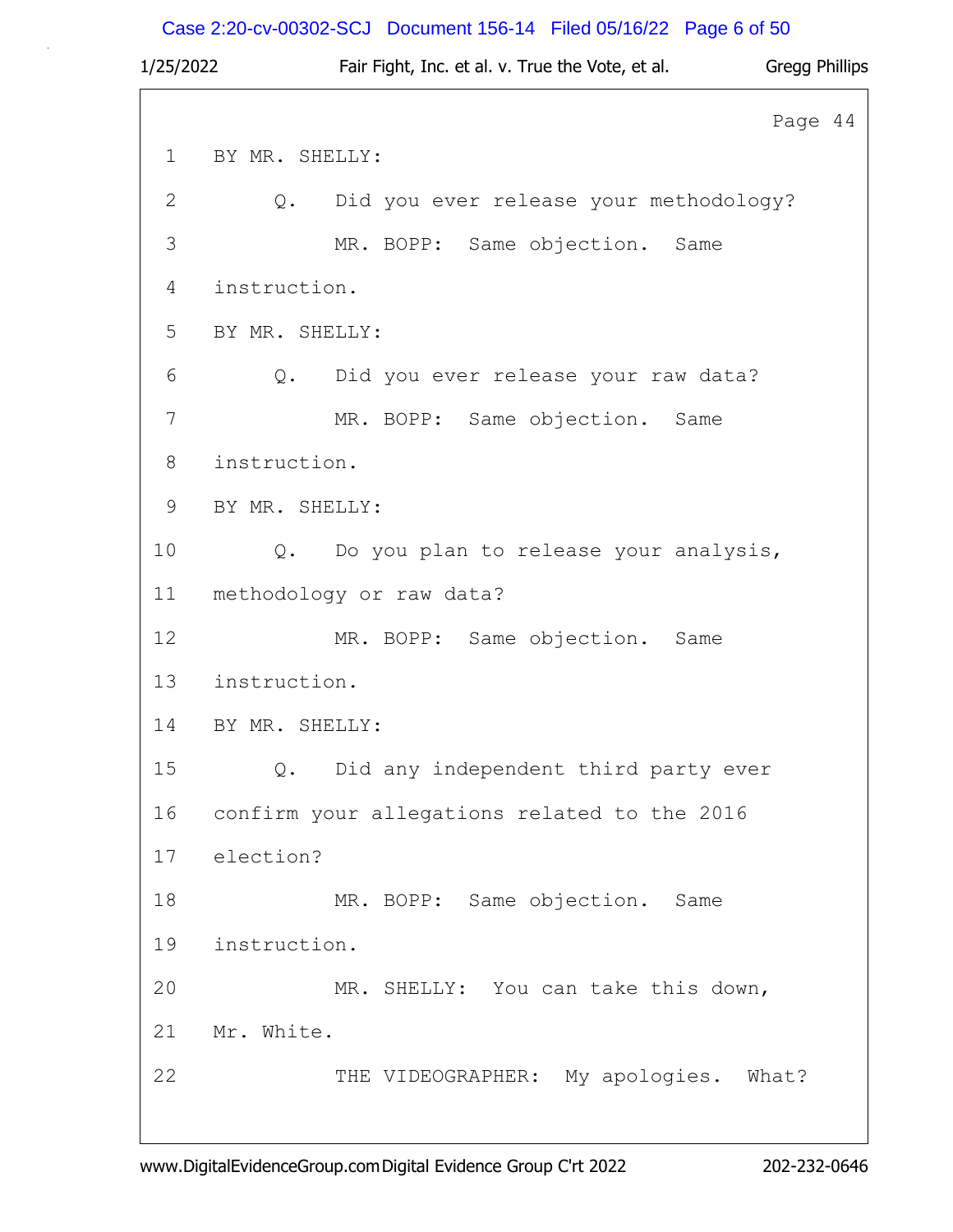Page 44

1 BY MR. SHELLY:

2 Q. Did you ever release your methodology?

3 MR. BOPP: Same objection. Same

4 instruction.

5 BY MR. SHELLY:

6 Q. Did you ever release your raw data?

7 MR. BOPP: Same objection. Same

8 instruction.

9 BY MR. SHELLY:

10 Q. Do you plan to release your analysis,

11 methodology or raw data?

12 MR. BOPP: Same objection. Same

13 instruction.

14 BY MR. SHELLY:

15 Q. Did any independent third party ever

16 confirm your allegations related to the 2016

17 election?

18 MR. BOPP: Same objection. Same

19 instruction.

20 MR. SHELLY: You can take this down,

21 Mr. White.

22 THE VIDEOGRAPHER: My apologies. What?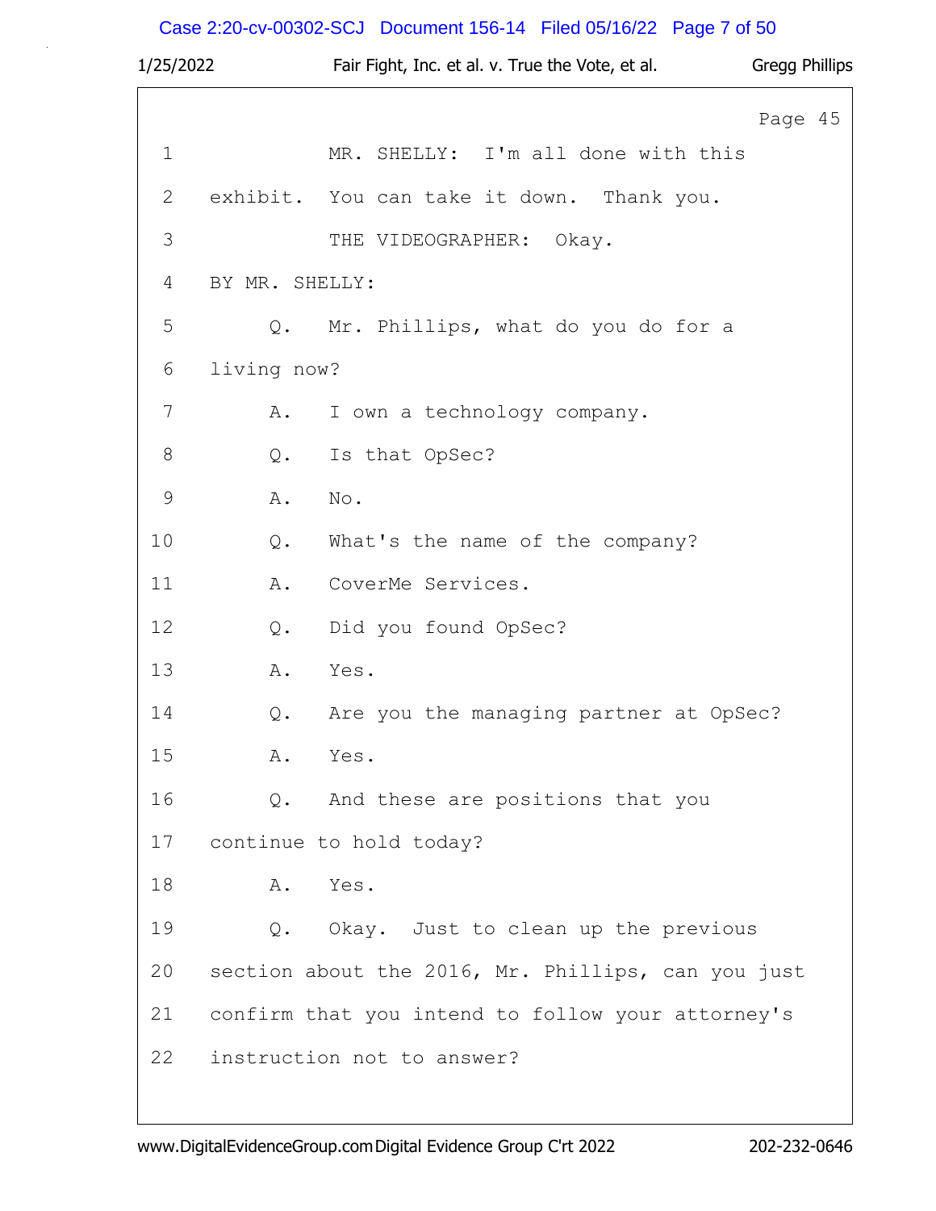Page 45

1 MR. SHELLY: I'm all done with this
2 exhibit. You can take it down. Thank you.
3 THE VIDEOGRAPHER: Okay.
4 BY MR. SHELLY:
5 Q. Mr. Phillips, what do you do for a
6 living now?
7 A. I own a technology company.
8 Q. Is that OpSec?
9 A. No.
10 Q. What's the name of the company?
11 A. CoverMe Services.
12 Q. Did you found OpSec?
13 A. Yes.
14 Q. Are you the managing partner at OpSec?
15 A. Yes.
16 Q. And these are positions that you
17 continue to hold today?
18 A. Yes.
19 Q. Okay. Just to clean up the previous
20 section about the 2016, Mr. Phillips, can you just
21 confirm that you intend to follow your attorney's
22 instruction not to answer?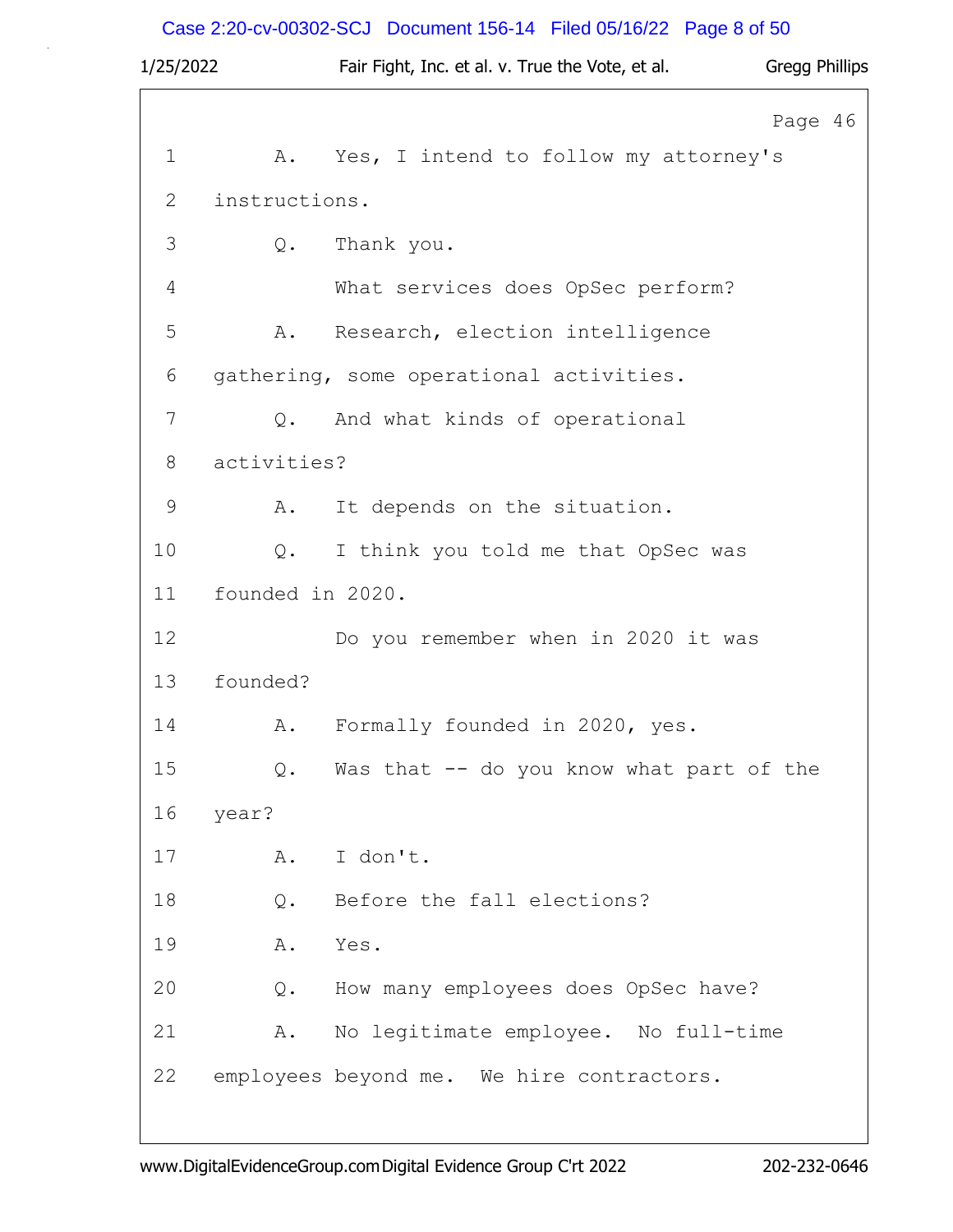Page 46

1 A. Yes, I intend to follow my attorney's

2 instructions.

3 Q. Thank you.

4 What services does OpSec perform?

5 A. Research, election intelligence

6 gathering, some operational activities.

7 Q. And what kinds of operational

8 activities?

9 A. It depends on the situation.

10 Q. I think you told me that OpSec was

11 founded in 2020.

12 Do you remember when in 2020 it was

13 founded?

14 A. Formally founded in 2020, yes.

15 Q. Was that -- do you know what part of the

16 year?

17 A. I don't.

18 Q. Before the fall elections?

19 A. Yes.

20 Q. How many employees does OpSec have?

21 A. No legitimate employee. No full-time

22 employees beyond me. We hire contractors.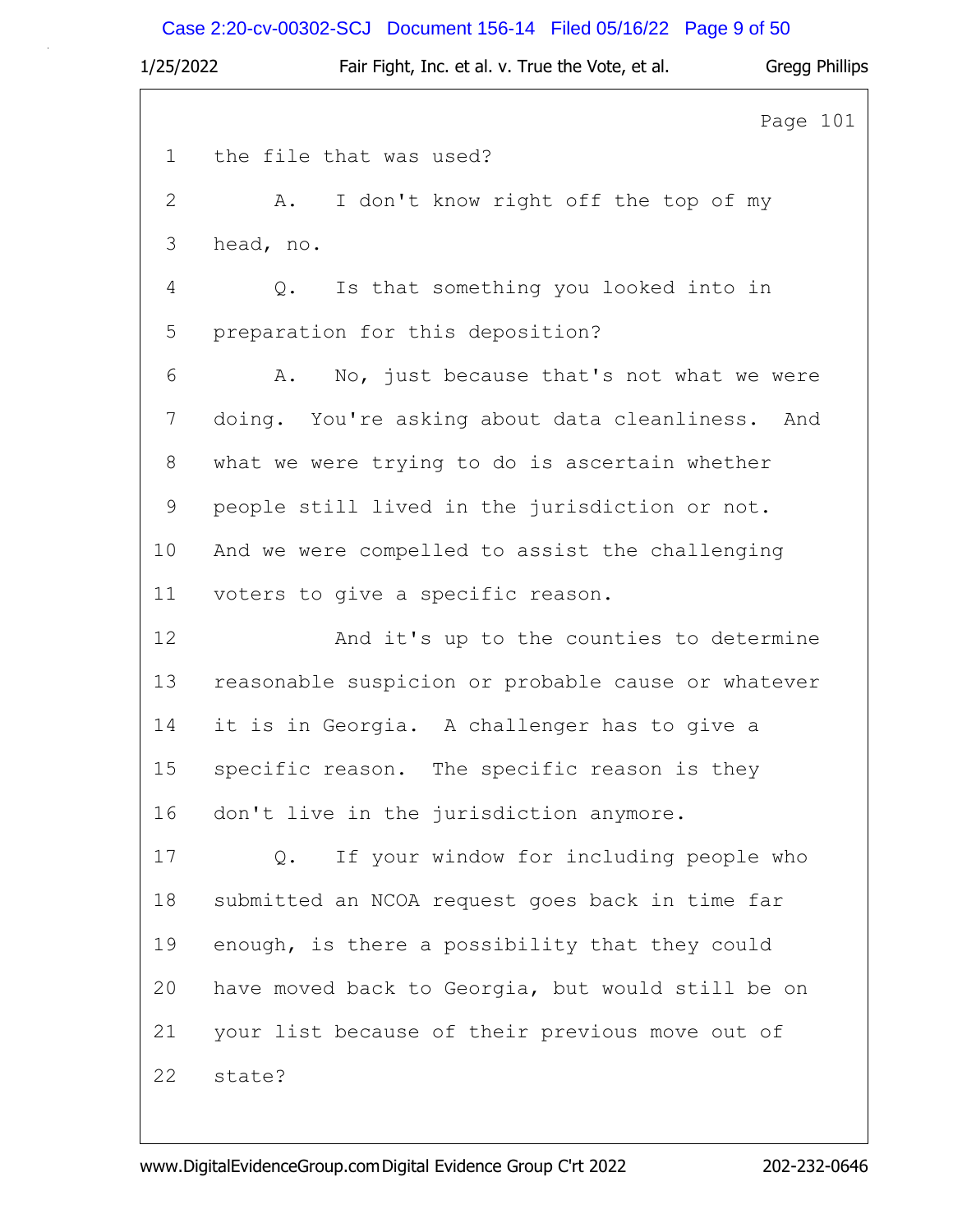Page 101

1 the file that was used?

2 A. I don't know right off the top of my

3 head, no.

4 Q. Is that something you looked into in

5 preparation for this deposition?

6 A. No, just because that's not what we were

7 doing. You're asking about data cleanliness. And

8 what we were trying to do is ascertain whether

9 people still lived in the jurisdiction or not.

10 And we were compelled to assist the challenging

11 voters to give a specific reason.

12 And it's up to the counties to determine

13 reasonable suspicion or probable cause or whatever

14 it is in Georgia. A challenger has to give a

15 specific reason. The specific reason is they

16 don't live in the jurisdiction anymore.

17 Q. If your window for including people who

18 submitted an NCOA request goes back in time far

19 enough, is there a possibility that they could

20 have moved back to Georgia, but would still be on

21 your list because of their previous move out of

22 state?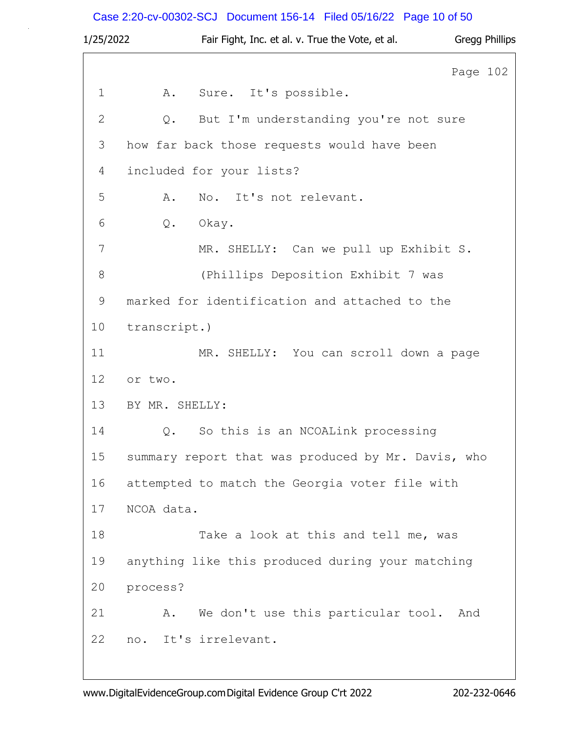Page 102

1 A. Sure. It's possible.

2 Q. But I'm understanding you're not sure

3 how far back those requests would have been

4 included for your lists?

5 A. No. It's not relevant.

6 Q. Okay.

7 MR. SHELLY: Can we pull up Exhibit S.

8 (Phillips Deposition Exhibit 7 was

9 marked for identification and attached to the

10 transcript.)

11 MR. SHELLY: You can scroll down a page

12 or two.

13 BY MR. SHELLY:

14 Q. So this is an NCOALink processing

15 summary report that was produced by Mr. Davis, who

16 attempted to match the Georgia voter file with

17 NCOA data.

18 Take a look at this and tell me, was

19 anything like this produced during your matching

20 process?

21 A. We don't use this particular tool. And

22 no. It's irrelevant.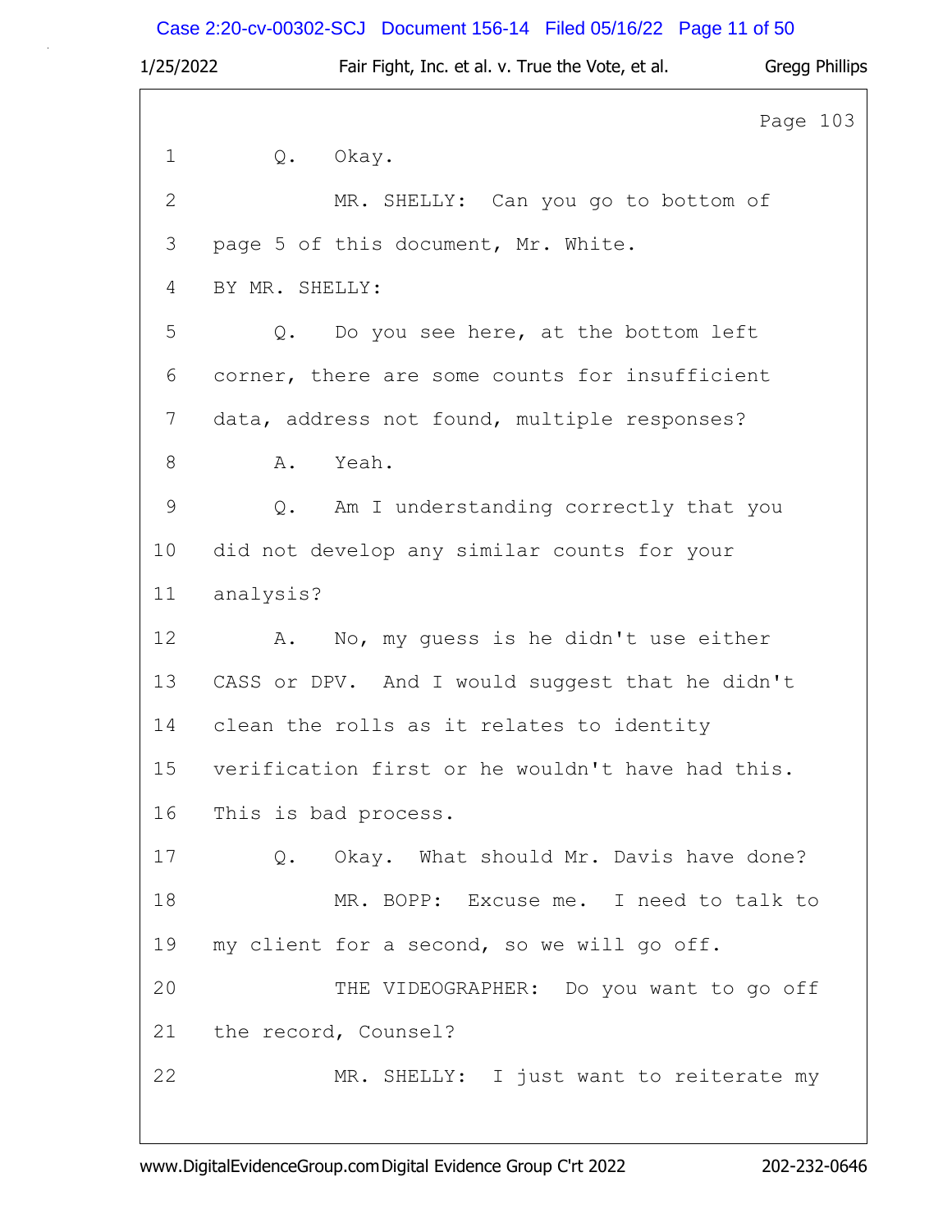Page 103

1 Q. Okay.

2 MR. SHELLY: Can you go to bottom of

3 page 5 of this document, Mr. White.

4 BY MR. SHELLY:

5 Q. Do you see here, at the bottom left

6 corner, there are some counts for insufficient

7 data, address not found, multiple responses?

8 A. Yeah.

9 Q. Am I understanding correctly that you

10 did not develop any similar counts for your

11 analysis?

12 A. No, my guess is he didn't use either

13 CASS or DPV. And I would suggest that he didn't

14 clean the rolls as it relates to identity

15 verification first or he wouldn't have had this.

16 This is bad process.

17 Q. Okay. What should Mr. Davis have done?

18 MR. BOPP: Excuse me. I need to talk to

19 my client for a second, so we will go off.

20 THE VIDEOGRAPHER: Do you want to go off

21 the record, Counsel?

22 MR. SHELLY: I just want to reiterate my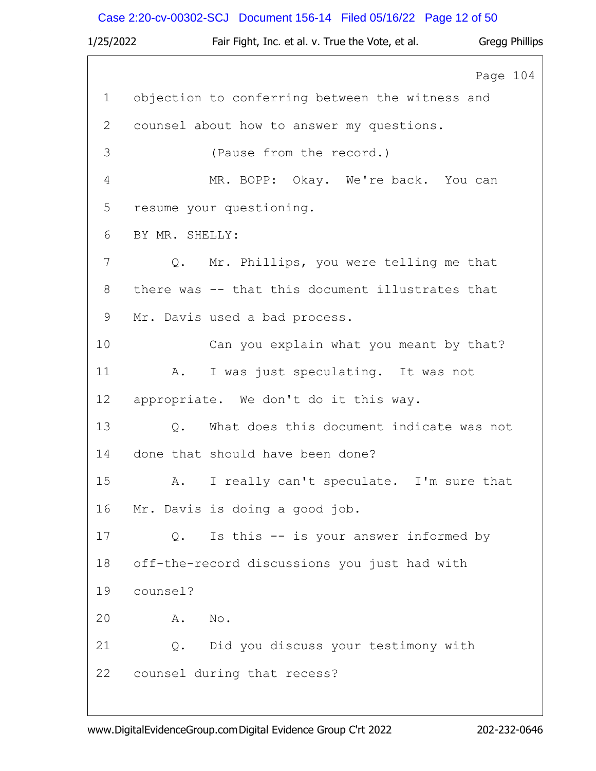Page 104

1 objection to conferring between the witness and
2 counsel about how to answer my questions.
3 (Pause from the record.)
4 MR. BOPP: Okay. We're back. You can
5 resume your questioning.
6 BY MR. SHELLY:
7 Q. Mr. Phillips, you were telling me that
8 there was -- that this document illustrates that
9 Mr. Davis used a bad process.
10 Can you explain what you meant by that?
11 A. I was just speculating. It was not
12 appropriate. We don't do it this way.
13 Q. What does this document indicate was not
14 done that should have been done?
15 A. I really can't speculate. I'm sure that
16 Mr. Davis is doing a good job.
17 Q. Is this -- is your answer informed by
18 off-the-record discussions you just had with
19 counsel?
20 A. No.
21 Q. Did you discuss your testimony with
22 counsel during that recess?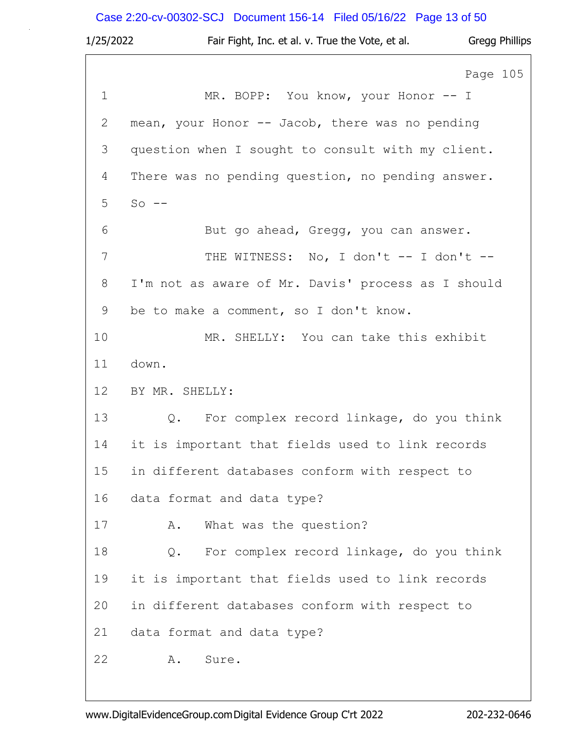Page 105

1 MR. BOPP: You know, your Honor -- I
2 mean, your Honor -- Jacob, there was no pending
3 question when I sought to consult with my client.
4 There was no pending question, no pending answer.
5 So --
6 But go ahead, Gregg, you can answer.
7 THE WITNESS: No, I don't -- I don't --
8 I'm not as aware of Mr. Davis' process as I should
9 be to make a comment, so I don't know.
10 MR. SHELLY: You can take this exhibit
11 down.
12 BY MR. SHELLY:
13 Q. For complex record linkage, do you think
14 it is important that fields used to link records
15 in different databases conform with respect to
16 data format and data type?
17 A. What was the question?
18 Q. For complex record linkage, do you think
19 it is important that fields used to link records
20 in different databases conform with respect to
21 data format and data type?
22 A. Sure.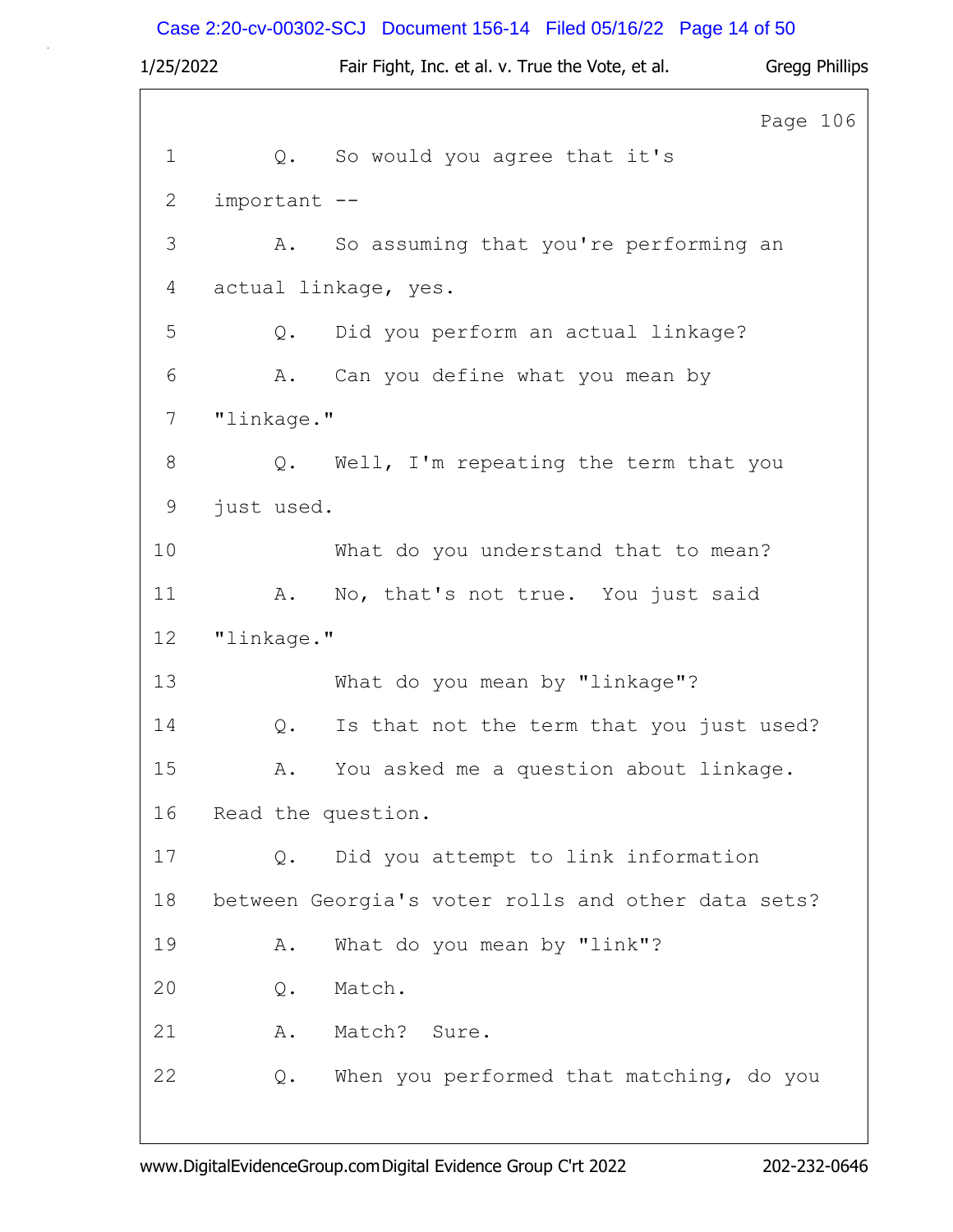Page 106

1 Q. So would you agree that it's
2 important --
3 A. So assuming that you're performing an
4 actual linkage, yes.
5 Q. Did you perform an actual linkage?
6 A. Can you define what you mean by
7 "linkage."
8 Q. Well, I'm repeating the term that you
9 just used.
10 What do you understand that to mean?
11 A. No, that's not true. You just said
12 "linkage."
13 What do you mean by "linkage"?
14 Q. Is that not the term that you just used?
15 A. You asked me a question about linkage.
16 Read the question.
17 Q. Did you attempt to link information
18 between Georgia's voter rolls and other data sets?
19 A. What do you mean by "link"?
20 Q. Match.
21 A. Match? Sure.
22 Q. When you performed that matching, do you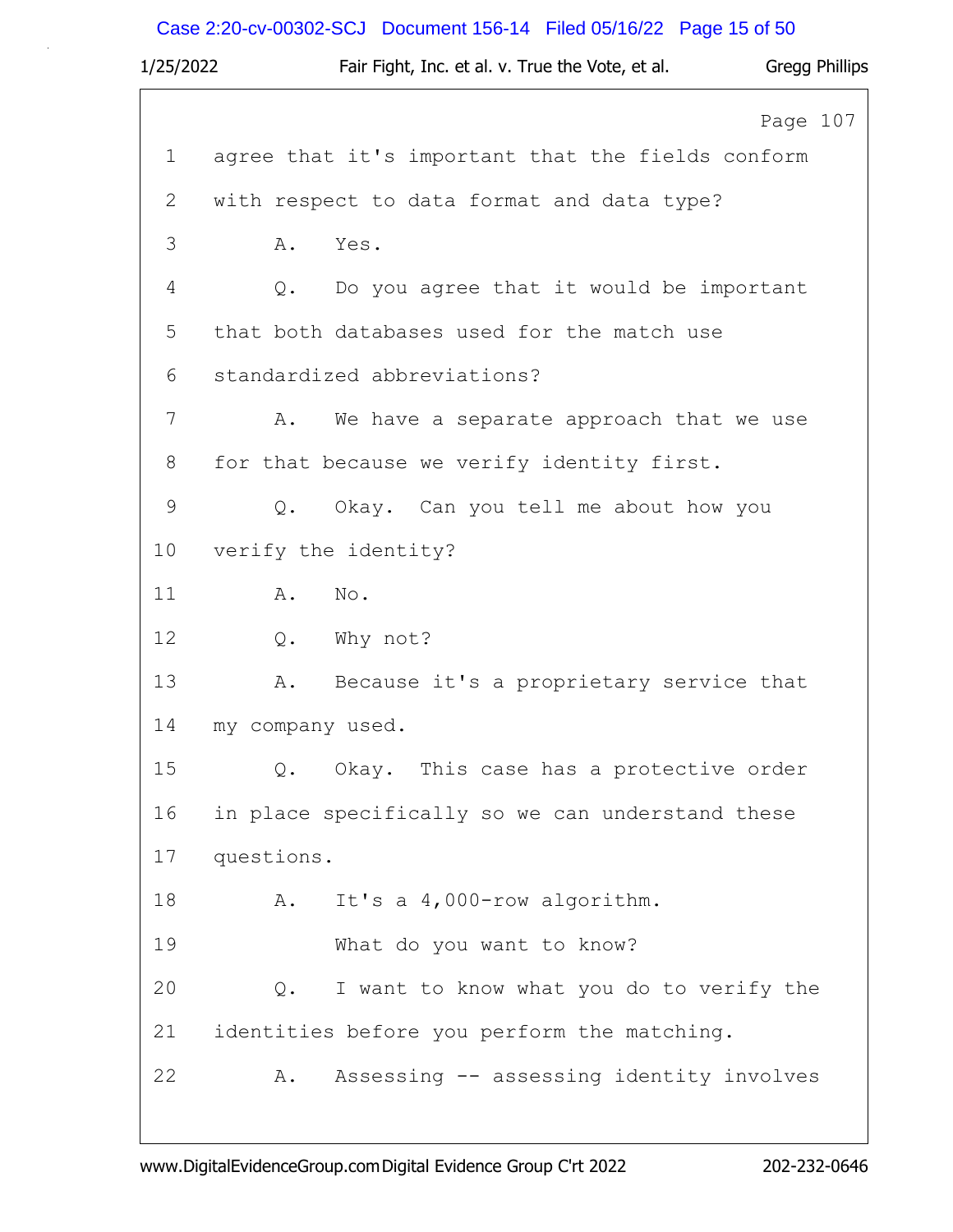Page 107

1 agree that it's important that the fields conform
2 with respect to data format and data type?
3 A. Yes.
4 Q. Do you agree that it would be important
5 that both databases used for the match use
6 standardized abbreviations?
7 A. We have a separate approach that we use
8 for that because we verify identity first.
9 Q. Okay. Can you tell me about how you
10 verify the identity?
11 A. No.
12 Q. Why not?
13 A. Because it's a proprietary service that
14 my company used.
15 Q. Okay. This case has a protective order
16 in place specifically so we can understand these
17 questions.
18 A. It's a 4,000-row algorithm.
19 What do you want to know?
20 Q. I want to know what you do to verify the
21 identities before you perform the matching.
22 A. Assessing -- assessing identity involves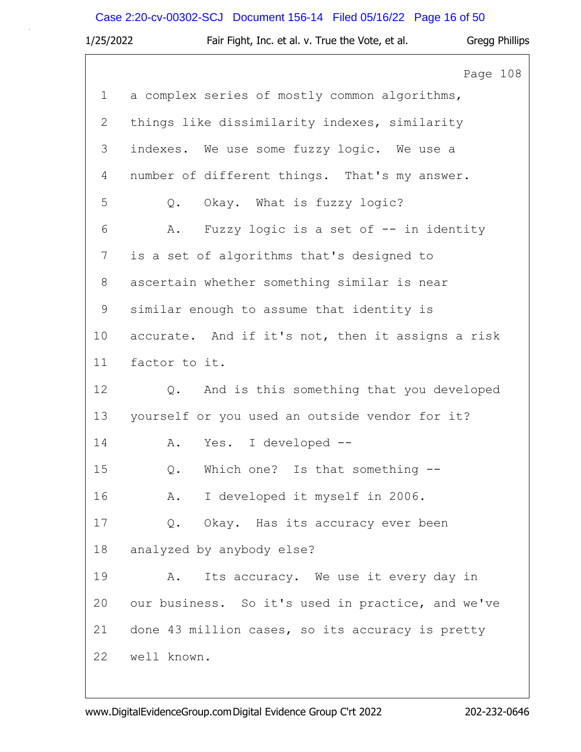Page 108

1 a complex series of mostly common algorithms,
2 things like dissimilarity indexes, similarity
3 indexes. We use some fuzzy logic. We use a
4 number of different things. That's my answer.
5 Q. Okay. What is fuzzy logic?
6 A. Fuzzy logic is a set of -- in identity
7 is a set of algorithms that's designed to
8 ascertain whether something similar is near
9 similar enough to assume that identity is
10 accurate. And if it's not, then it assigns a risk
11 factor to it.
12 Q. And is this something that you developed
13 yourself or you used an outside vendor for it?
14 A. Yes. I developed --
15 Q. Which one? Is that something --
16 A. I developed it myself in 2006.
17 Q. Okay. Has its accuracy ever been
18 analyzed by anybody else?
19 A. Its accuracy. We use it every day in
20 our business. So it's used in practice, and we've
21 done 43 million cases, so its accuracy is pretty
22 well known.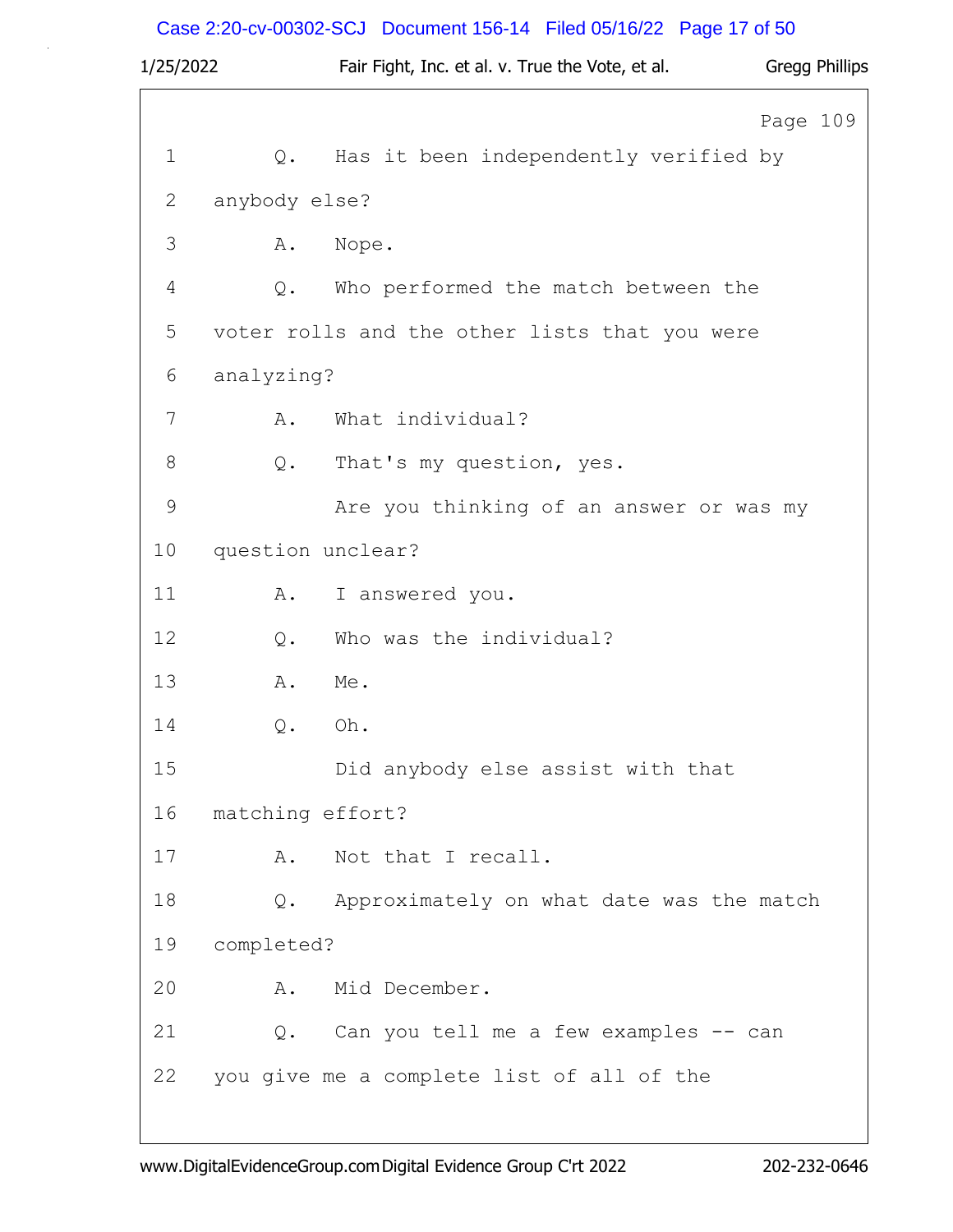Page 109

1 Q. Has it been independently verified by
2 anybody else?
3 A. Nope.
4 Q. Who performed the match between the
5 voter rolls and the other lists that you were
6 analyzing?
7 A. What individual?
8 Q. That's my question, yes.
9 Are you thinking of an answer or was my
10 question unclear?
11 A. I answered you.
12 Q. Who was the individual?
13 A. Me.
14 Q. Oh.
15 Did anybody else assist with that
16 matching effort?
17 A. Not that I recall.
18 Q. Approximately on what date was the match
19 completed?
20 A. Mid December.
21 Q. Can you tell me a few examples -- can
22 you give me a complete list of all of the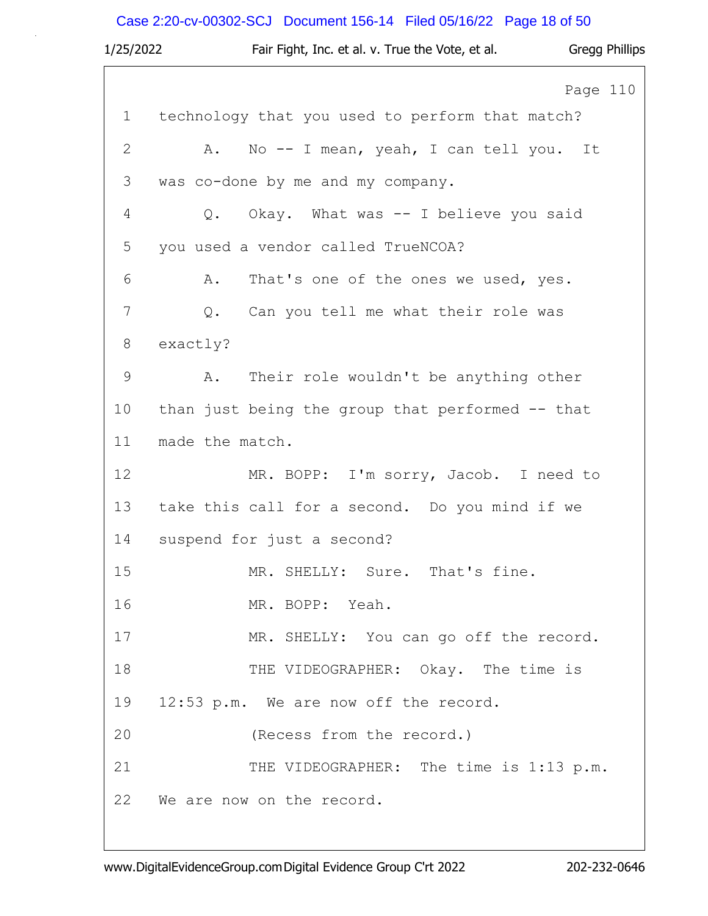Page 110

1 technology that you used to perform that match?

2 A. No -- I mean, yeah, I can tell you. It

3 was co-done by me and my company.

4 Q. Okay. What was -- I believe you said

5 you used a vendor called TrueNCOA?

6 A. That's one of the ones we used, yes.

7 Q. Can you tell me what their role was

8 exactly?

9 A. Their role wouldn't be anything other

10 than just being the group that performed -- that

11 made the match.

12 MR. BOPP: I'm sorry, Jacob. I need to

13 take this call for a second. Do you mind if we

14 suspend for just a second?

15 MR. SHELLY: Sure. That's fine.

16 MR. BOPP: Yeah.

17 MR. SHELLY: You can go off the record.

18 THE VIDEOGRAPHER: Okay. The time is

19 12:53 p.m. We are now off the record.

20 (Recess from the record.)

21 THE VIDEOGRAPHER: The time is 1:13 p.m.

22 We are now on the record.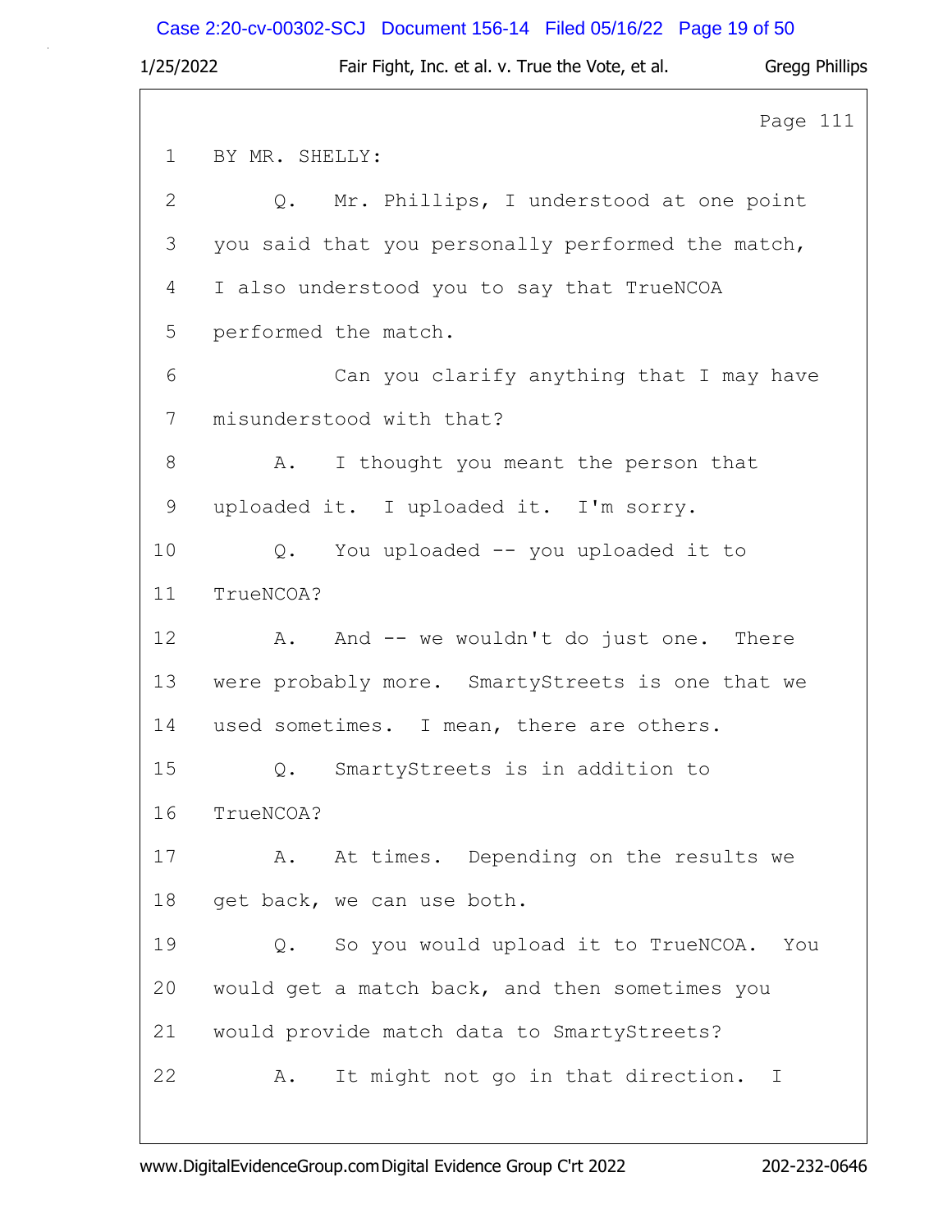Page 111

1 BY MR. SHELLY:

2 Q. Mr. Phillips, I understood at one point

3 you said that you personally performed the match,

4 I also understood you to say that TrueNCOA

5 performed the match.

6 Can you clarify anything that I may have

7 misunderstood with that?

8 A. I thought you meant the person that

9 uploaded it. I uploaded it. I'm sorry.

10 Q. You uploaded -- you uploaded it to

11 TrueNCOA?

12 A. And -- we wouldn't do just one. There

13 were probably more. SmartyStreets is one that we

14 used sometimes. I mean, there are others.

15 Q. SmartyStreets is in addition to

16 TrueNCOA?

17 A. At times. Depending on the results we

18 get back, we can use both.

19 Q. So you would upload it to TrueNCOA. You

20 would get a match back, and then sometimes you

21 would provide match data to SmartyStreets?

22 A. It might not go in that direction. I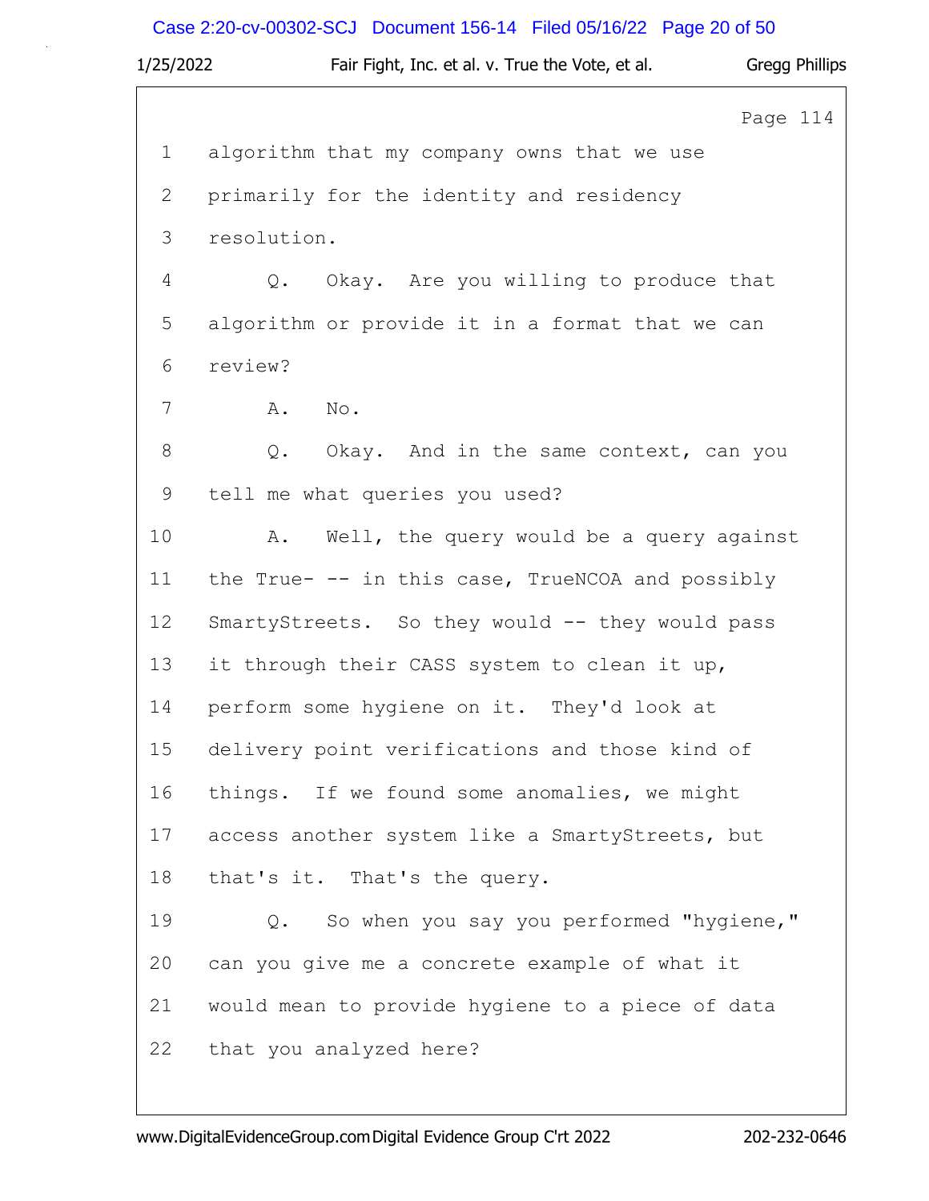Page 114

1 algorithm that my company owns that we use
2 primarily for the identity and residency
3 resolution.
4 Q. Okay. Are you willing to produce that
5 algorithm or provide it in a format that we can
6 review?
7 A. No.
8 Q. Okay. And in the same context, can you
9 tell me what queries you used?
10 A. Well, the query would be a query against
11 the True- -- in this case, TrueNCOA and possibly
12 SmartyStreets. So they would -- they would pass
13 it through their CASS system to clean it up,
14 perform some hygiene on it. They'd look at
15 delivery point verifications and those kind of
16 things. If we found some anomalies, we might
17 access another system like a SmartyStreets, but
18 that's it. That's the query.
19 Q. So when you say you performed "hygiene,"
20 can you give me a concrete example of what it
21 would mean to provide hygiene to a piece of data
22 that you analyzed here?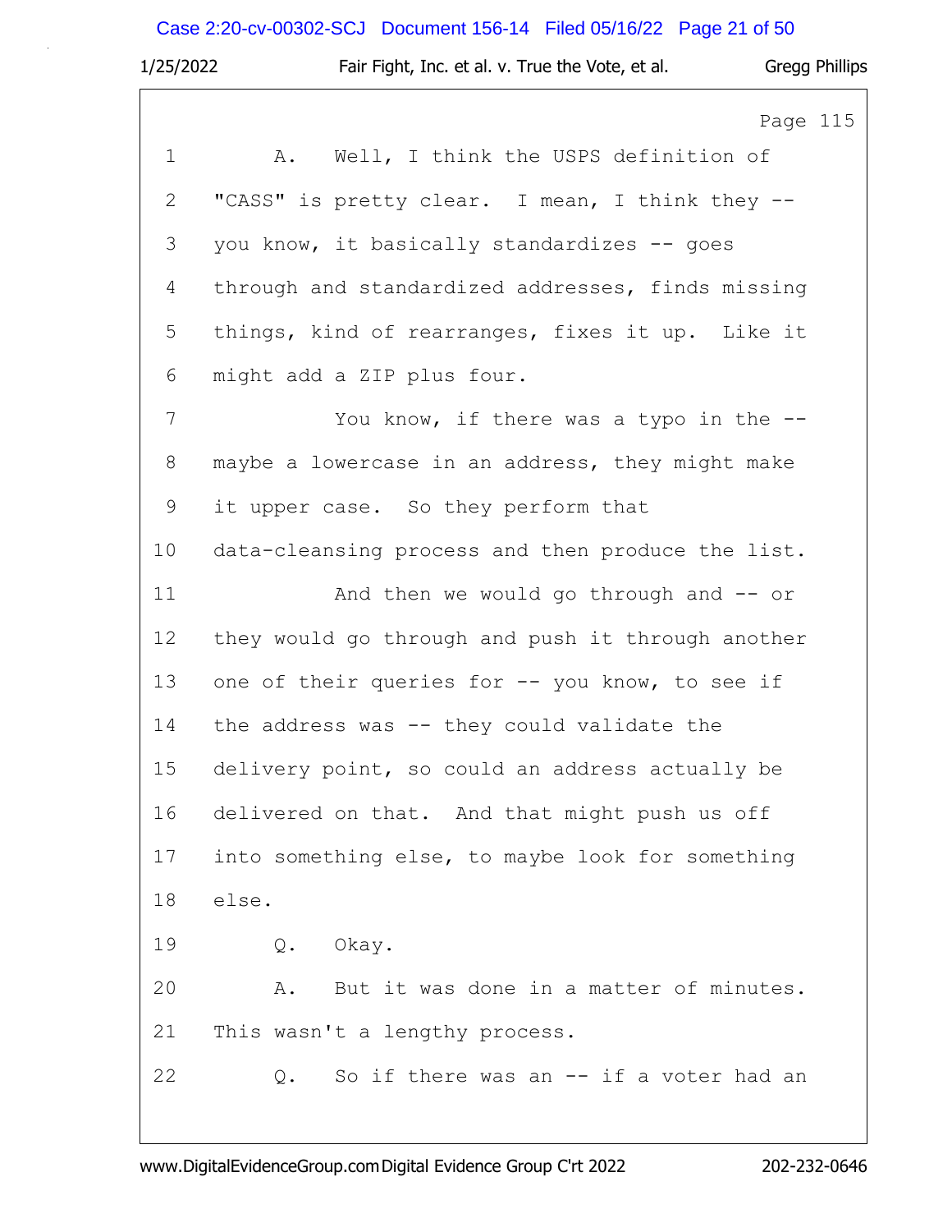Page 115

1 A. Well, I think the USPS definition of
2 "CASS" is pretty clear. I mean, I think they --
3 you know, it basically standardizes -- goes
4 through and standardized addresses, finds missing
5 things, kind of rearranges, fixes it up. Like it
6 might add a ZIP plus four.
7 You know, if there was a typo in the --
8 maybe a lowercase in an address, they might make
9 it upper case. So they perform that
10 data-cleansing process and then produce the list.
11 And then we would go through and -- or
12 they would go through and push it through another
13 one of their queries for -- you know, to see if
14 the address was -- they could validate the
15 delivery point, so could an address actually be
16 delivered on that. And that might push us off
17 into something else, to maybe look for something
18 else.
19 Q. Okay.
20 A. But it was done in a matter of minutes.
21 This wasn't a lengthy process.
22 Q. So if there was an -- if a voter had an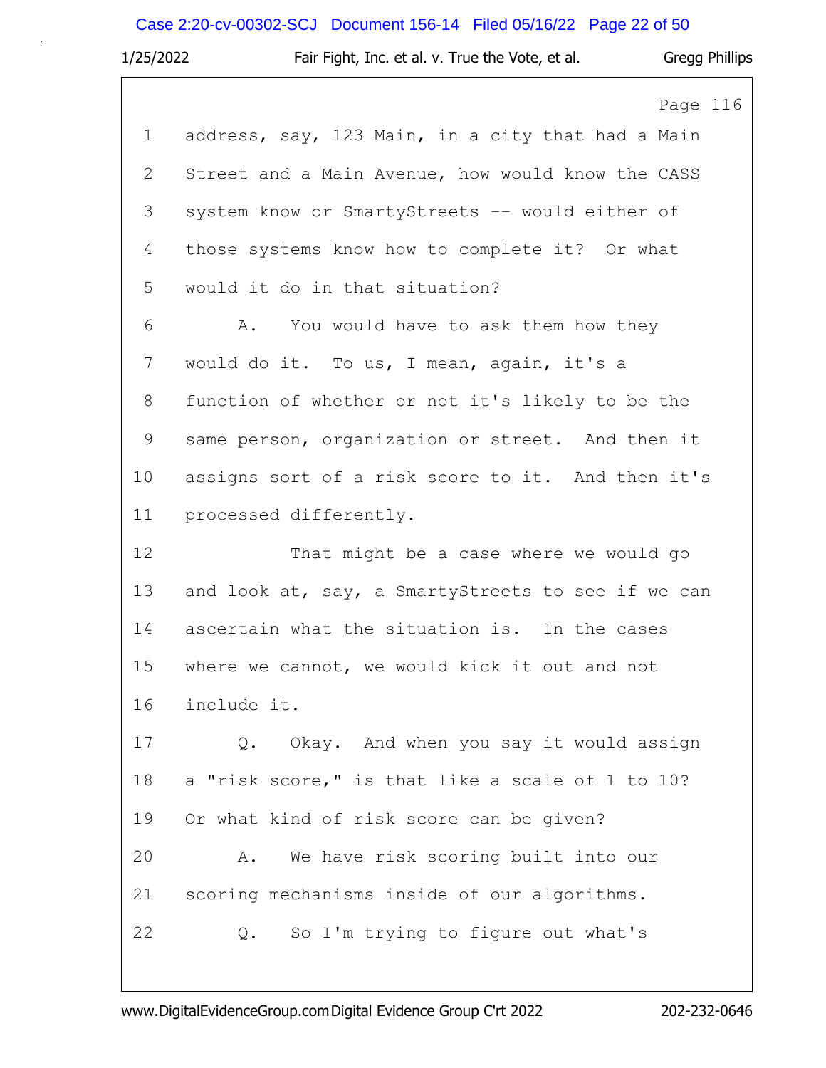Page 116

1 address, say, 123 Main, in a city that had a Main
2 Street and a Main Avenue, how would know the CASS
3 system know or SmartyStreets -- would either of
4 those systems know how to complete it? Or what
5 would it do in that situation?
6 A. You would have to ask them how they
7 would do it. To us, I mean, again, it's a
8 function of whether or not it's likely to be the
9 same person, organization or street. And then it
10 assigns sort of a risk score to it. And then it's
11 processed differently.
12 That might be a case where we would go
13 and look at, say, a SmartyStreets to see if we can
14 ascertain what the situation is. In the cases
15 where we cannot, we would kick it out and not
16 include it.
17 Q. Okay. And when you say it would assign
18 a "risk score," is that like a scale of 1 to 10?
19 Or what kind of risk score can be given?
20 A. We have risk scoring built into our
21 scoring mechanisms inside of our algorithms.
22 Q. So I'm trying to figure out what's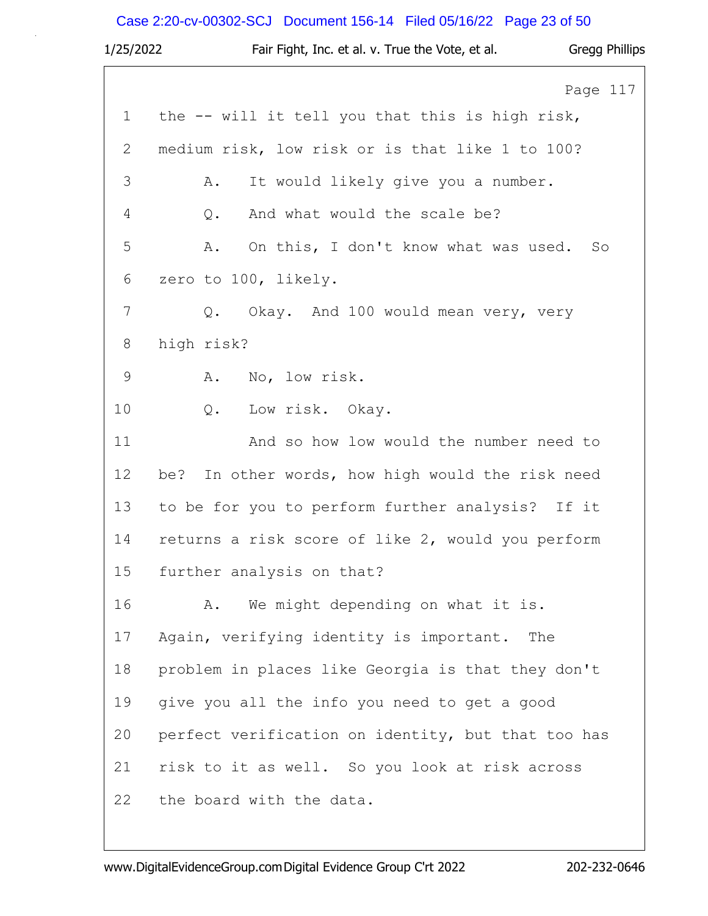Page 117

1 the -- will it tell you that this is high risk,
2 medium risk, low risk or is that like 1 to 100?
3 A. It would likely give you a number.
4 Q. And what would the scale be?
5 A. On this, I don't know what was used. So
6 zero to 100, likely.
7 Q. Okay. And 100 would mean very, very
8 high risk?
9 A. No, low risk.
10 Q. Low risk. Okay.
11 And so how low would the number need to
12 be? In other words, how high would the risk need
13 to be for you to perform further analysis? If it
14 returns a risk score of like 2, would you perform
15 further analysis on that?
16 A. We might depending on what it is.
17 Again, verifying identity is important. The
18 problem in places like Georgia is that they don't
19 give you all the info you need to get a good
20 perfect verification on identity, but that too has
21 risk to it as well. So you look at risk across
22 the board with the data.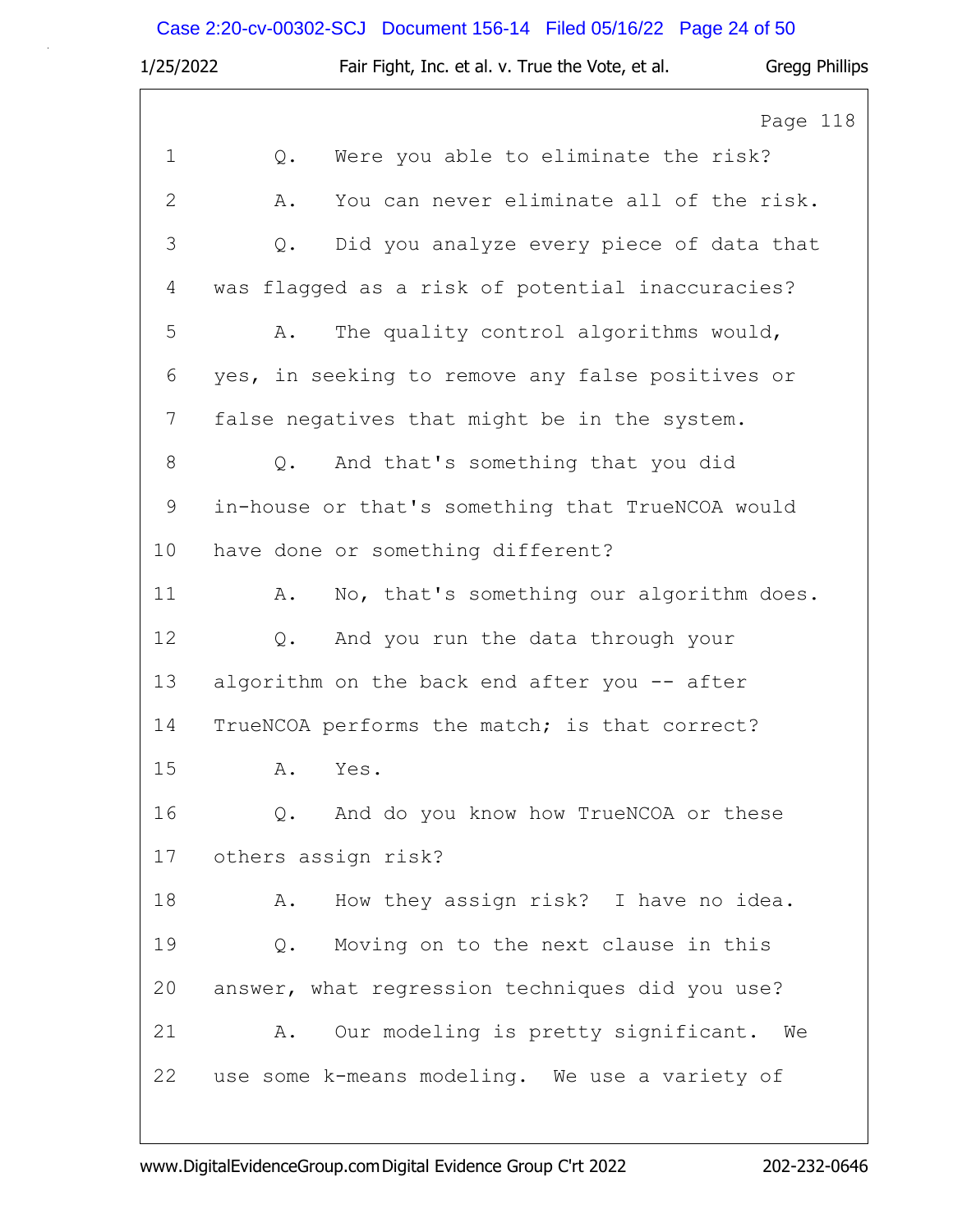Page 118

1 Q. Were you able to eliminate the risk?
2 A. You can never eliminate all of the risk.
3 Q. Did you analyze every piece of data that
4 was flagged as a risk of potential inaccuracies?
5 A. The quality control algorithms would,
6 yes, in seeking to remove any false positives or
7 false negatives that might be in the system.
8 Q. And that's something that you did
9 in-house or that's something that TrueNCOA would
10 have done or something different?
11 A. No, that's something our algorithm does.
12 Q. And you run the data through your
13 algorithm on the back end after you -- after
14 TrueNCOA performs the match; is that correct?
15 A. Yes.
16 Q. And do you know how TrueNCOA or these
17 others assign risk?
18 A. How they assign risk? I have no idea.
19 Q. Moving on to the next clause in this
20 answer, what regression techniques did you use?
21 A. Our modeling is pretty significant. We
22 use some k-means modeling. We use a variety of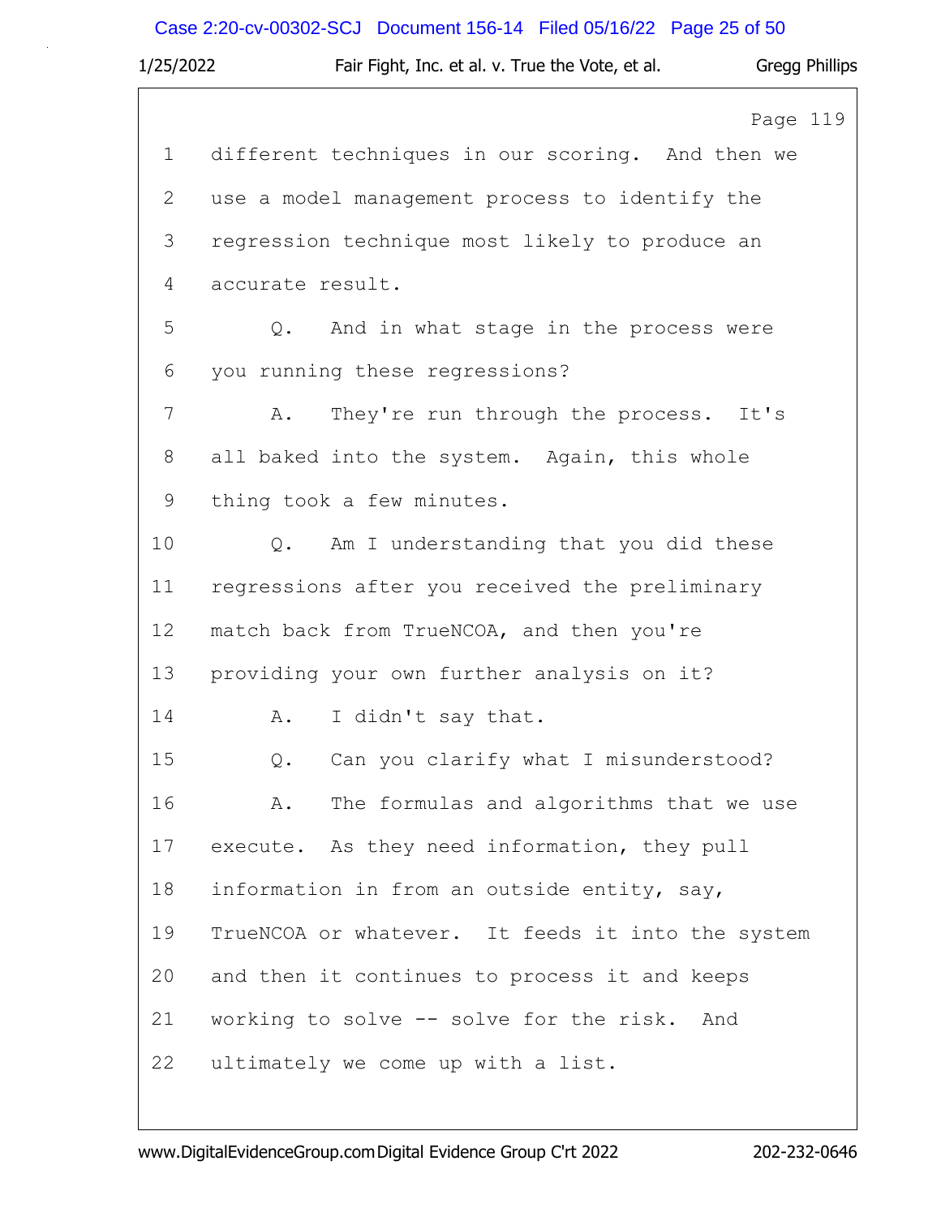Page 119

1 different techniques in our scoring. And then we
2 use a model management process to identify the
3 regression technique most likely to produce an
4 accurate result.
5 Q. And in what stage in the process were
6 you running these regressions?
7 A. They're run through the process. It's
8 all baked into the system. Again, this whole
9 thing took a few minutes.
10 Q. Am I understanding that you did these
11 regressions after you received the preliminary
12 match back from TrueNCOA, and then you're
13 providing your own further analysis on it?
14 A. I didn't say that.
15 Q. Can you clarify what I misunderstood?
16 A. The formulas and algorithms that we use
17 execute. As they need information, they pull
18 information in from an outside entity, say,
19 TrueNCOA or whatever. It feeds it into the system
20 and then it continues to process it and keeps
21 working to solve -- solve for the risk. And
22 ultimately we come up with a list.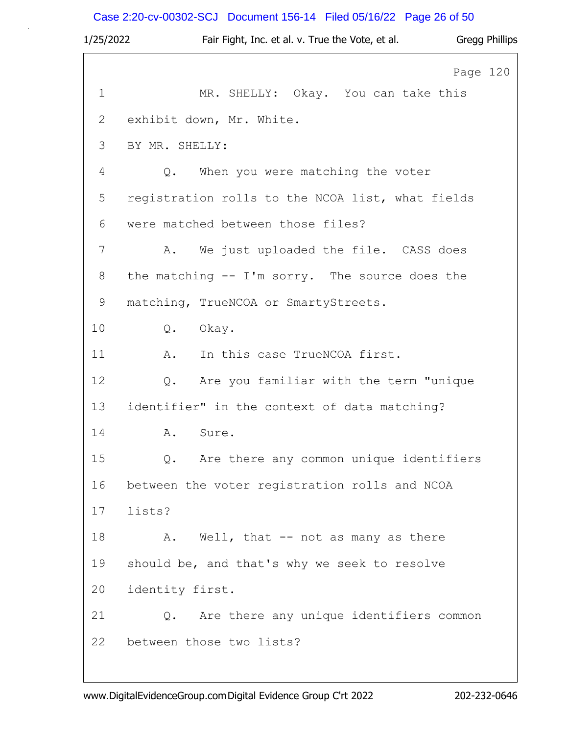Page 120

1 MR. SHELLY: Okay. You can take this
2 exhibit down, Mr. White.
3 BY MR. SHELLY:
4 Q. When you were matching the voter
5 registration rolls to the NCOA list, what fields
6 were matched between those files?
7 A. We just uploaded the file. CASS does
8 the matching -- I'm sorry. The source does the
9 matching, TrueNCOA or SmartyStreets.
10 Q. Okay.
11 A. In this case TrueNCOA first.
12 Q. Are you familiar with the term "unique
13 identifier" in the context of data matching?
14 A. Sure.
15 Q. Are there any common unique identifiers
16 between the voter registration rolls and NCOA
17 lists?
18 A. Well, that -- not as many as there
19 should be, and that's why we seek to resolve
20 identity first.
21 Q. Are there any unique identifiers common
22 between those two lists?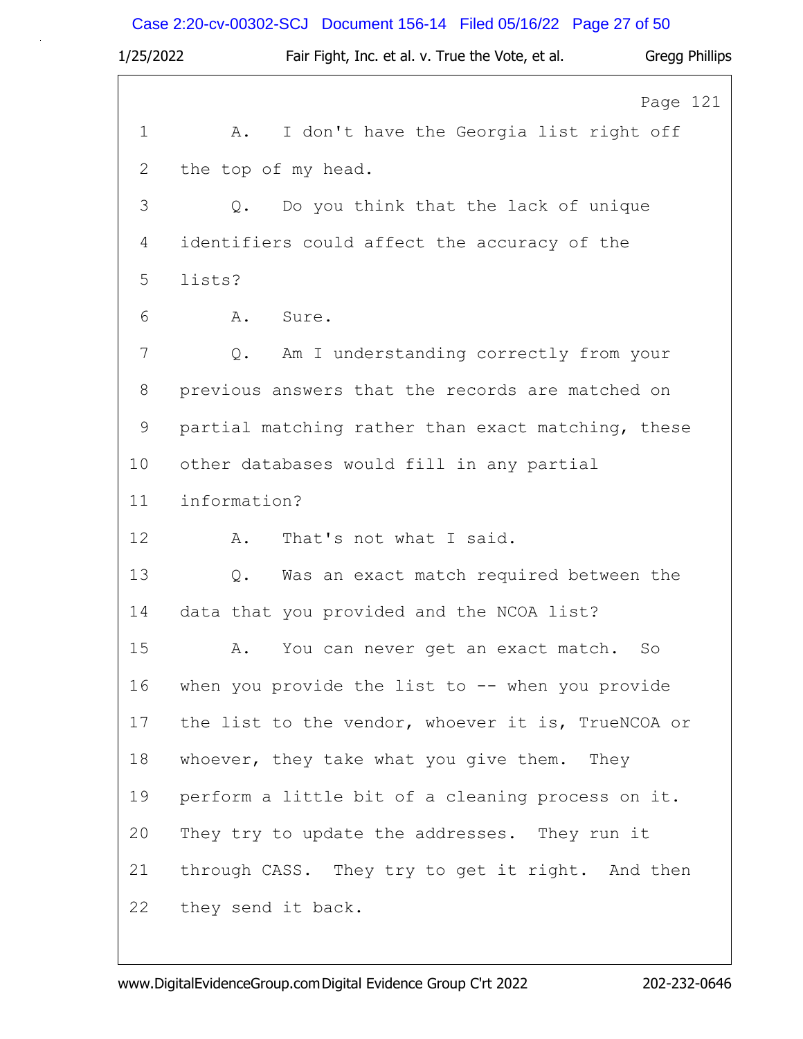Page 121

1 A. I don't have the Georgia list right off
2 the top of my head.
3 Q. Do you think that the lack of unique
4 identifiers could affect the accuracy of the
5 lists?
6 A. Sure.
7 Q. Am I understanding correctly from your
8 previous answers that the records are matched on
9 partial matching rather than exact matching, these
10 other databases would fill in any partial
11 information?
12 A. That's not what I said.
13 Q. Was an exact match required between the
14 data that you provided and the NCOA list?
15 A. You can never get an exact match. So
16 when you provide the list to -- when you provide
17 the list to the vendor, whoever it is, TrueNCOA or
18 whoever, they take what you give them. They
19 perform a little bit of a cleaning process on it.
20 They try to update the addresses. They run it
21 through CASS. They try to get it right. And then
22 they send it back.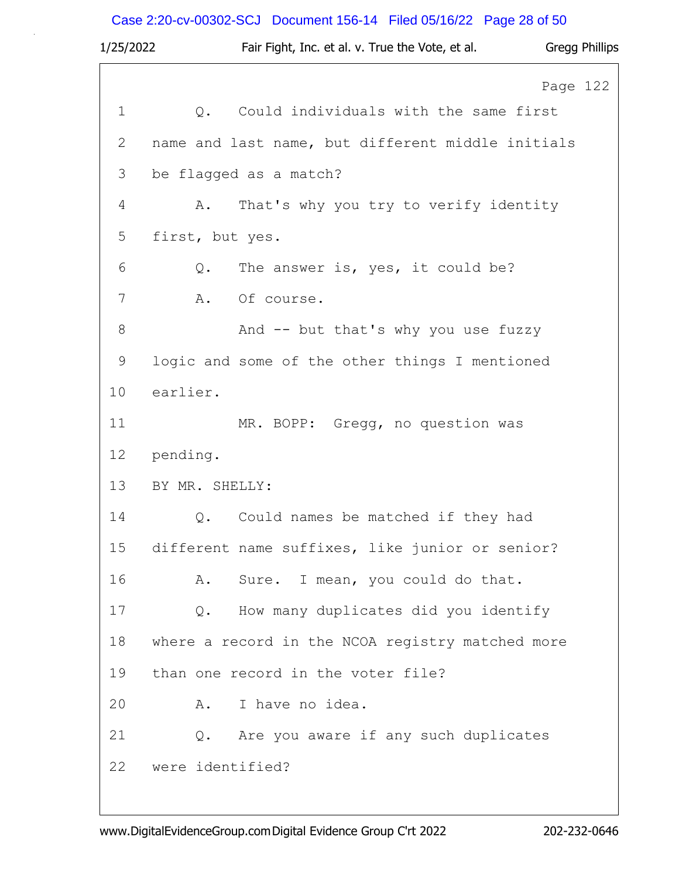Page 122

1 Q. Could individuals with the same first
2 name and last name, but different middle initials
3 be flagged as a match?
4 A. That's why you try to verify identity
5 first, but yes.
6 Q. The answer is, yes, it could be?
7 A. Of course.
8 And -- but that's why you use fuzzy
9 logic and some of the other things I mentioned
10 earlier.
11 MR. BOPP: Gregg, no question was
12 pending.
13 BY MR. SHELLY:
14 Q. Could names be matched if they had
15 different name suffixes, like junior or senior?
16 A. Sure. I mean, you could do that.
17 Q. How many duplicates did you identify
18 where a record in the NCOA registry matched more
19 than one record in the voter file?
20 A. I have no idea.
21 Q. Are you aware if any such duplicates
22 were identified?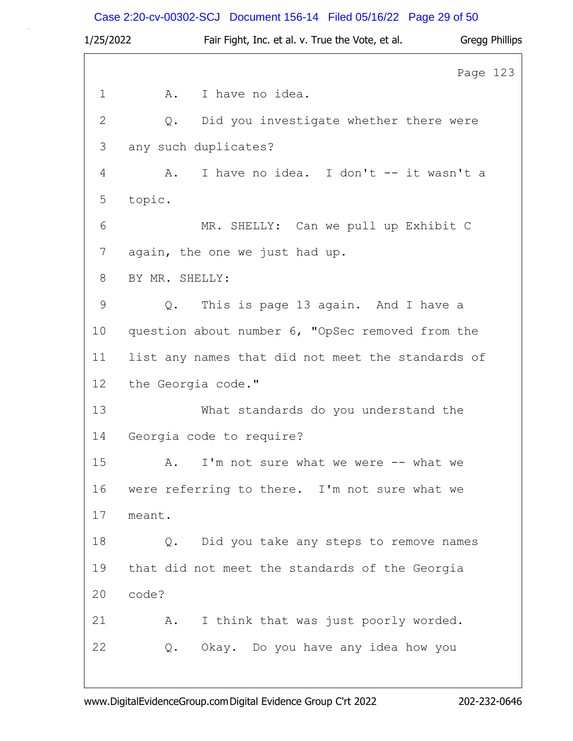Page 123

1 A. I have no idea.

2 Q. Did you investigate whether there were

3 any such duplicates?

4 A. I have no idea. I don't -- it wasn't a

5 topic.

6 MR. SHELLY: Can we pull up Exhibit C

7 again, the one we just had up.

8 BY MR. SHELLY:

9 Q. This is page 13 again. And I have a

10 question about number 6, "OpSec removed from the

11 list any names that did not meet the standards of

12 the Georgia code."

13 What standards do you understand the

14 Georgia code to require?

15 A. I'm not sure what we were -- what we

16 were referring to there. I'm not sure what we

17 meant.

18 Q. Did you take any steps to remove names

19 that did not meet the standards of the Georgia

20 code?

21 A. I think that was just poorly worded.

22 Q. Okay. Do you have any idea how you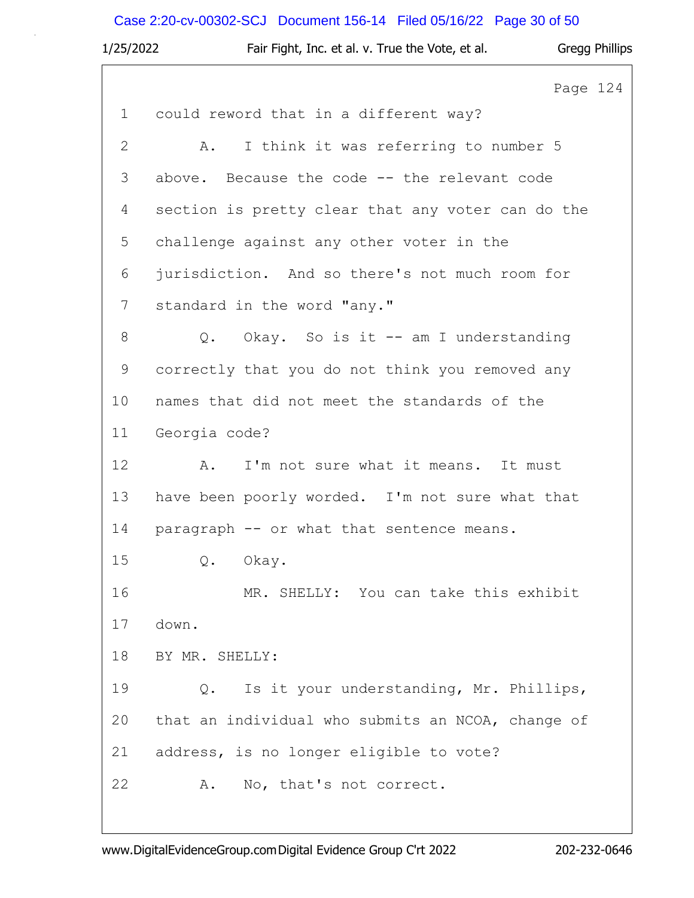Page 124

1 could reword that in a different way?

2 A. I think it was referring to number 5

3 above. Because the code -- the relevant code

4 section is pretty clear that any voter can do the

5 challenge against any other voter in the

6 jurisdiction. And so there's not much room for

7 standard in the word "any."

8 Q. Okay. So is it -- am I understanding

9 correctly that you do not think you removed any

10 names that did not meet the standards of the

11 Georgia code?

12 A. I'm not sure what it means. It must

13 have been poorly worded. I'm not sure what that

14 paragraph -- or what that sentence means.

15 Q. Okay.

16 MR. SHELLY: You can take this exhibit

17 down.

18 BY MR. SHELLY:

19 Q. Is it your understanding, Mr. Phillips,

20 that an individual who submits an NCOA, change of

21 address, is no longer eligible to vote?

22 A. No, that's not correct.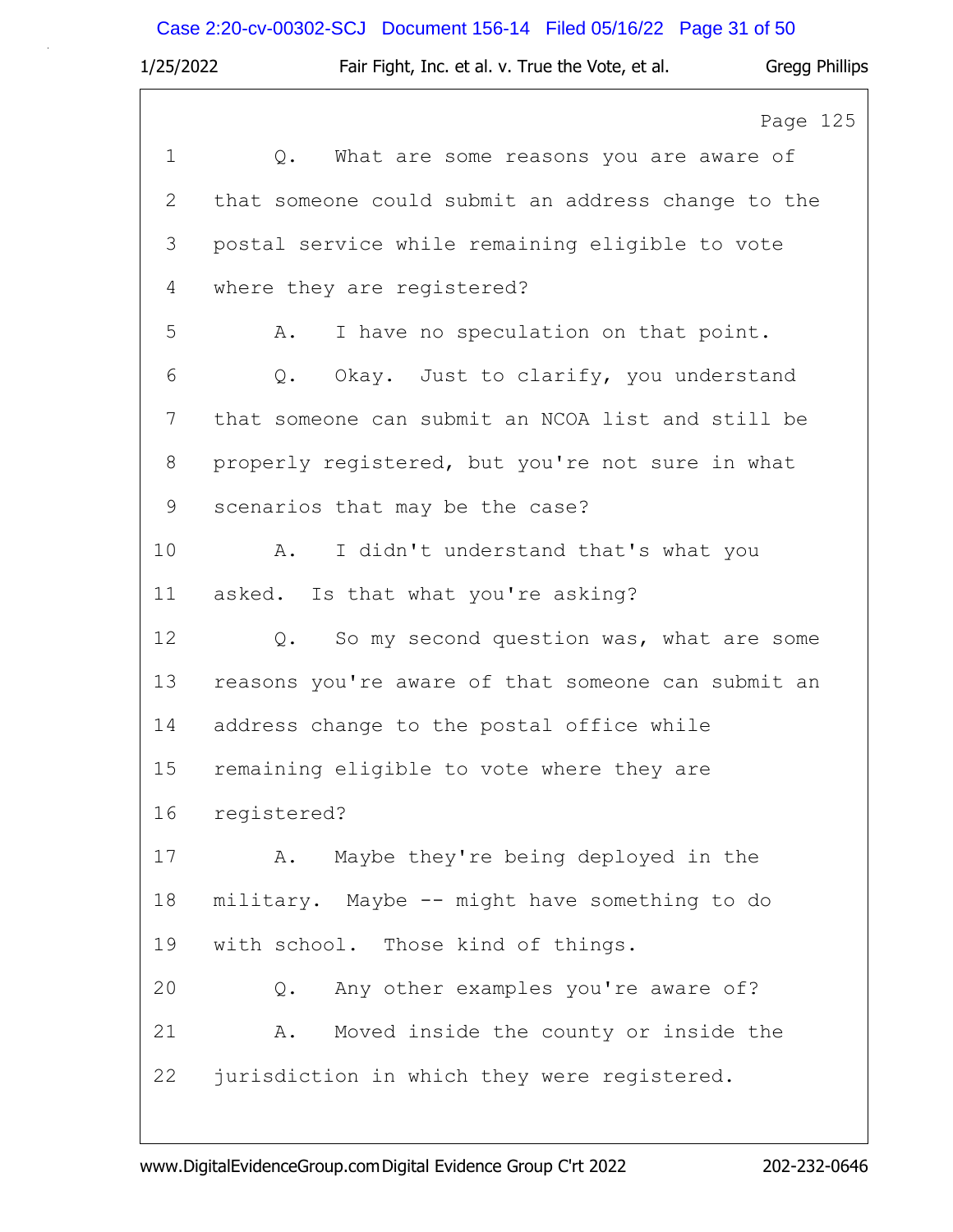Page 125

1 Q. What are some reasons you are aware of
2 that someone could submit an address change to the
3 postal service while remaining eligible to vote
4 where they are registered?
5 A. I have no speculation on that point.
6 Q. Okay. Just to clarify, you understand
7 that someone can submit an NCOA list and still be
8 properly registered, but you're not sure in what
9 scenarios that may be the case?
10 A. I didn't understand that's what you
11 asked. Is that what you're asking?
12 Q. So my second question was, what are some
13 reasons you're aware of that someone can submit an
14 address change to the postal office while
15 remaining eligible to vote where they are
16 registered?
17 A. Maybe they're being deployed in the
18 military. Maybe -- might have something to do
19 with school. Those kind of things.
20 Q. Any other examples you're aware of?
21 A. Moved inside the county or inside the
22 jurisdiction in which they were registered.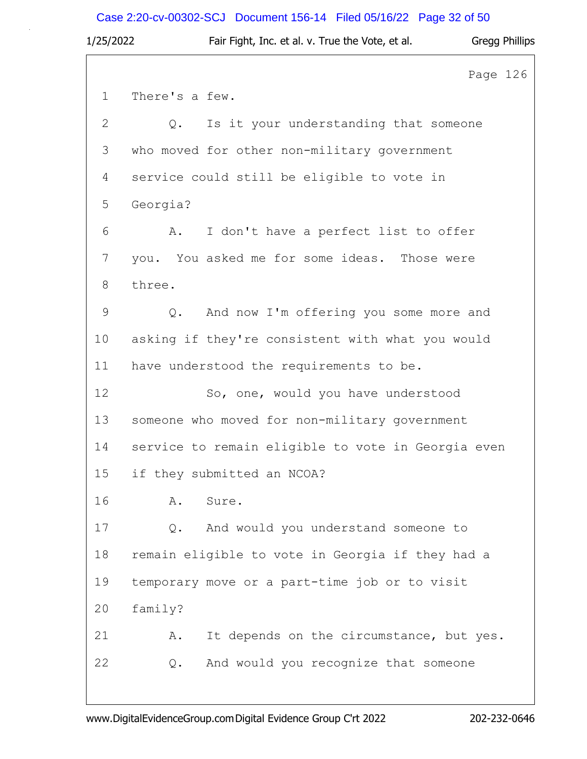Page 126

1 There's a few.

2 Q. Is it your understanding that someone

3 who moved for other non-military government

4 service could still be eligible to vote in

5 Georgia?

6 A. I don't have a perfect list to offer

7 you. You asked me for some ideas. Those were

8 three.

9 Q. And now I'm offering you some more and

10 asking if they're consistent with what you would

11 have understood the requirements to be.

12 So, one, would you have understood

13 someone who moved for non-military government

14 service to remain eligible to vote in Georgia even

15 if they submitted an NCOA?

16 A. Sure.

17 Q. And would you understand someone to

18 remain eligible to vote in Georgia if they had a

19 temporary move or a part-time job or to visit

20 family?

21 A. It depends on the circumstance, but yes.

22 Q. And would you recognize that someone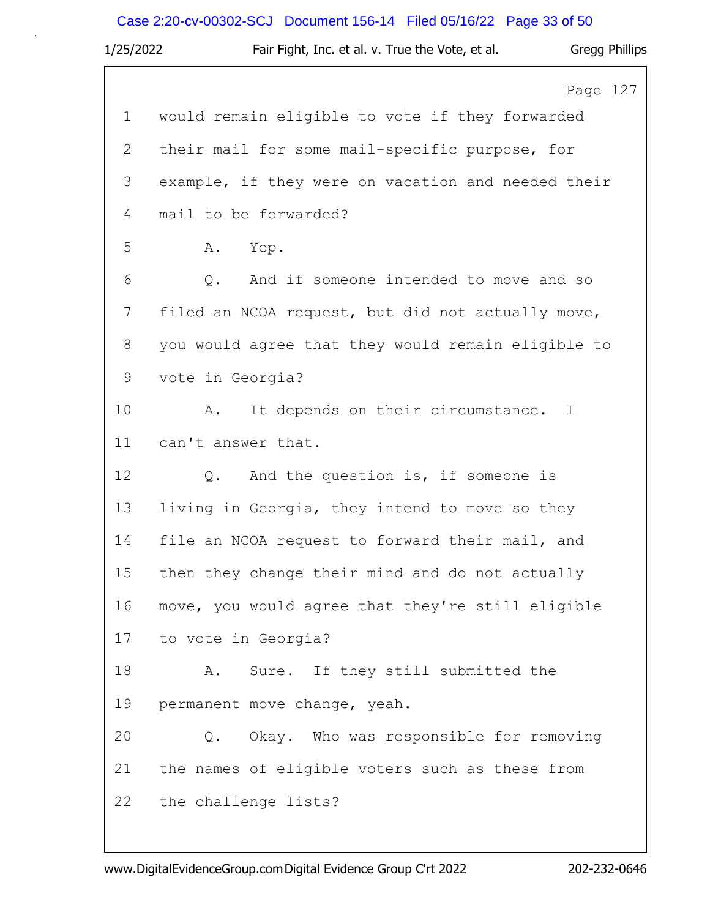Page 127

1 would remain eligible to vote if they forwarded
2 their mail for some mail-specific purpose, for
3 example, if they were on vacation and needed their
4 mail to be forwarded?
5 A. Yep.
6 Q. And if someone intended to move and so
7 filed an NCOA request, but did not actually move,
8 you would agree that they would remain eligible to
9 vote in Georgia?
10 A. It depends on their circumstance. I
11 can't answer that.
12 Q. And the question is, if someone is
13 living in Georgia, they intend to move so they
14 file an NCOA request to forward their mail, and
15 then they change their mind and do not actually
16 move, you would agree that they're still eligible
17 to vote in Georgia?
18 A. Sure. If they still submitted the
19 permanent move change, yeah.
20 Q. Okay. Who was responsible for removing
21 the names of eligible voters such as these from
22 the challenge lists?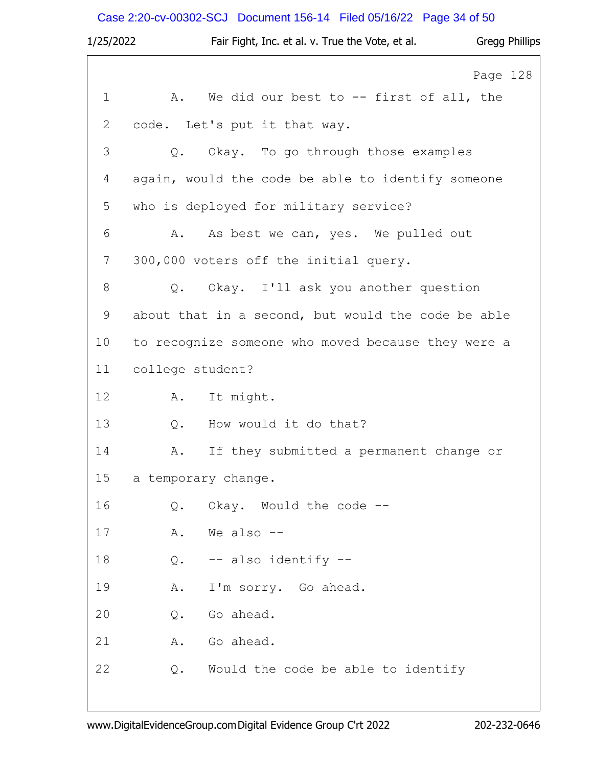Page 128

1 A. We did our best to -- first of all, the

2 code. Let's put it that way.

3 Q. Okay. To go through those examples

4 again, would the code be able to identify someone

5 who is deployed for military service?

6 A. As best we can, yes. We pulled out

7 300,000 voters off the initial query.

8 Q. Okay. I'll ask you another question

9 about that in a second, but would the code be able

10 to recognize someone who moved because they were a

11 college student?

12 A. It might.

13 Q. How would it do that?

14 A. If they submitted a permanent change or

15 a temporary change.

16 Q. Okay. Would the code --

17 A. We also --

18 Q. -- also identify --

19 A. I'm sorry. Go ahead.

20 Q. Go ahead.

21 A. Go ahead.

22 Q. Would the code be able to identify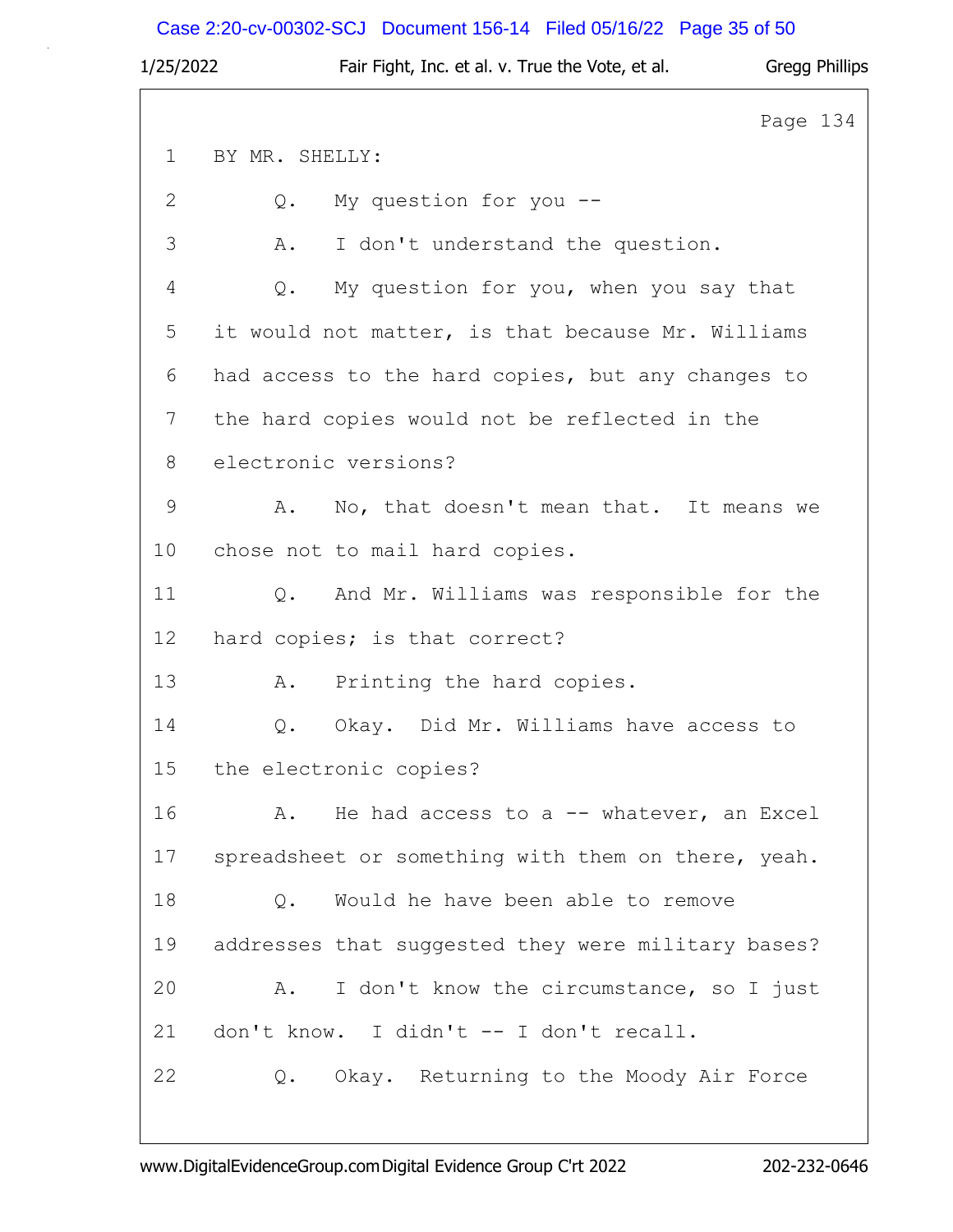Page 134

1 BY MR. SHELLY:

2 Q. My question for you --

3 A. I don't understand the question.

4 Q. My question for you, when you say that

5 it would not matter, is that because Mr. Williams

6 had access to the hard copies, but any changes to

7 the hard copies would not be reflected in the

8 electronic versions?

9 A. No, that doesn't mean that. It means we

10 chose not to mail hard copies.

11 Q. And Mr. Williams was responsible for the

12 hard copies; is that correct?

13 A. Printing the hard copies.

14 Q. Okay. Did Mr. Williams have access to

15 the electronic copies?

16 A. He had access to a -- whatever, an Excel

17 spreadsheet or something with them on there, yeah.

18 Q. Would he have been able to remove

19 addresses that suggested they were military bases?

20 A. I don't know the circumstance, so I just

21 don't know. I didn't -- I don't recall.

22 Q. Okay. Returning to the Moody Air Force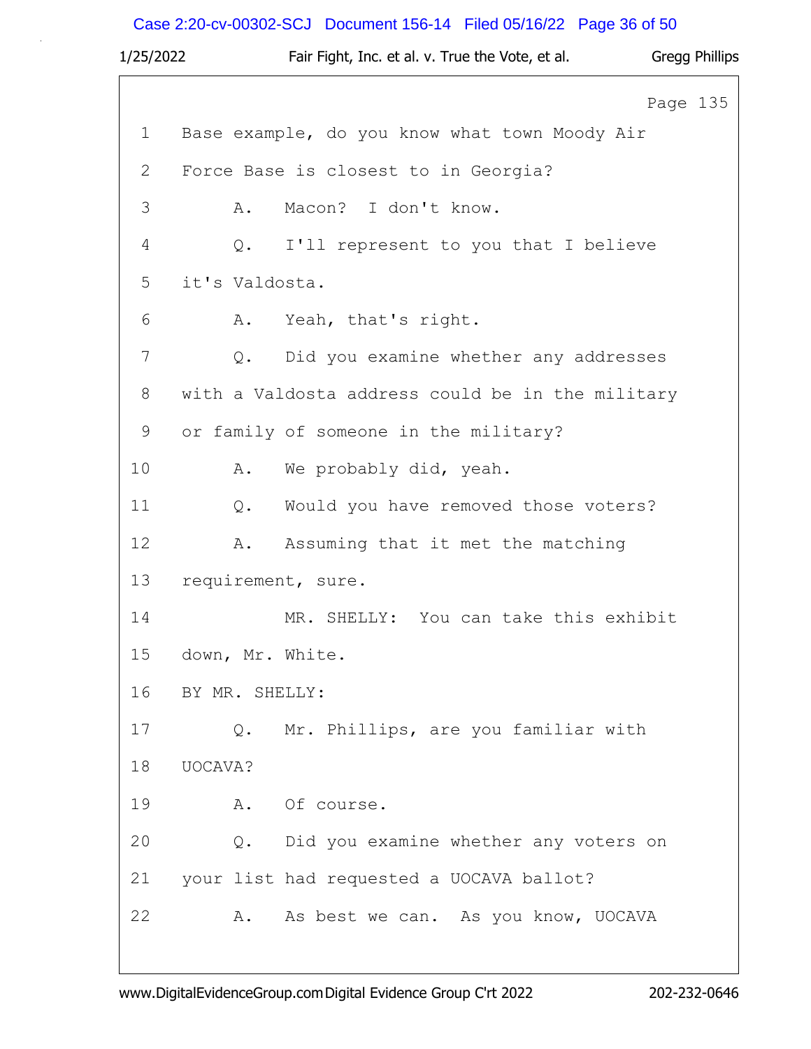Page 135

1 Base example, do you know what town Moody Air

2 Force Base is closest to in Georgia?

3 A. Macon? I don't know.

4 Q. I'll represent to you that I believe

5 it's Valdosta.

6 A. Yeah, that's right.

7 Q. Did you examine whether any addresses

8 with a Valdosta address could be in the military

9 or family of someone in the military?

10 A. We probably did, yeah.

11 Q. Would you have removed those voters?

12 A. Assuming that it met the matching

13 requirement, sure.

14 MR. SHELLY: You can take this exhibit

15 down, Mr. White.

16 BY MR. SHELLY:

17 Q. Mr. Phillips, are you familiar with

18 UOCAVA?

19 A. Of course.

20 Q. Did you examine whether any voters on

21 your list had requested a UOCAVA ballot?

22 A. As best we can. As you know, UOCAVA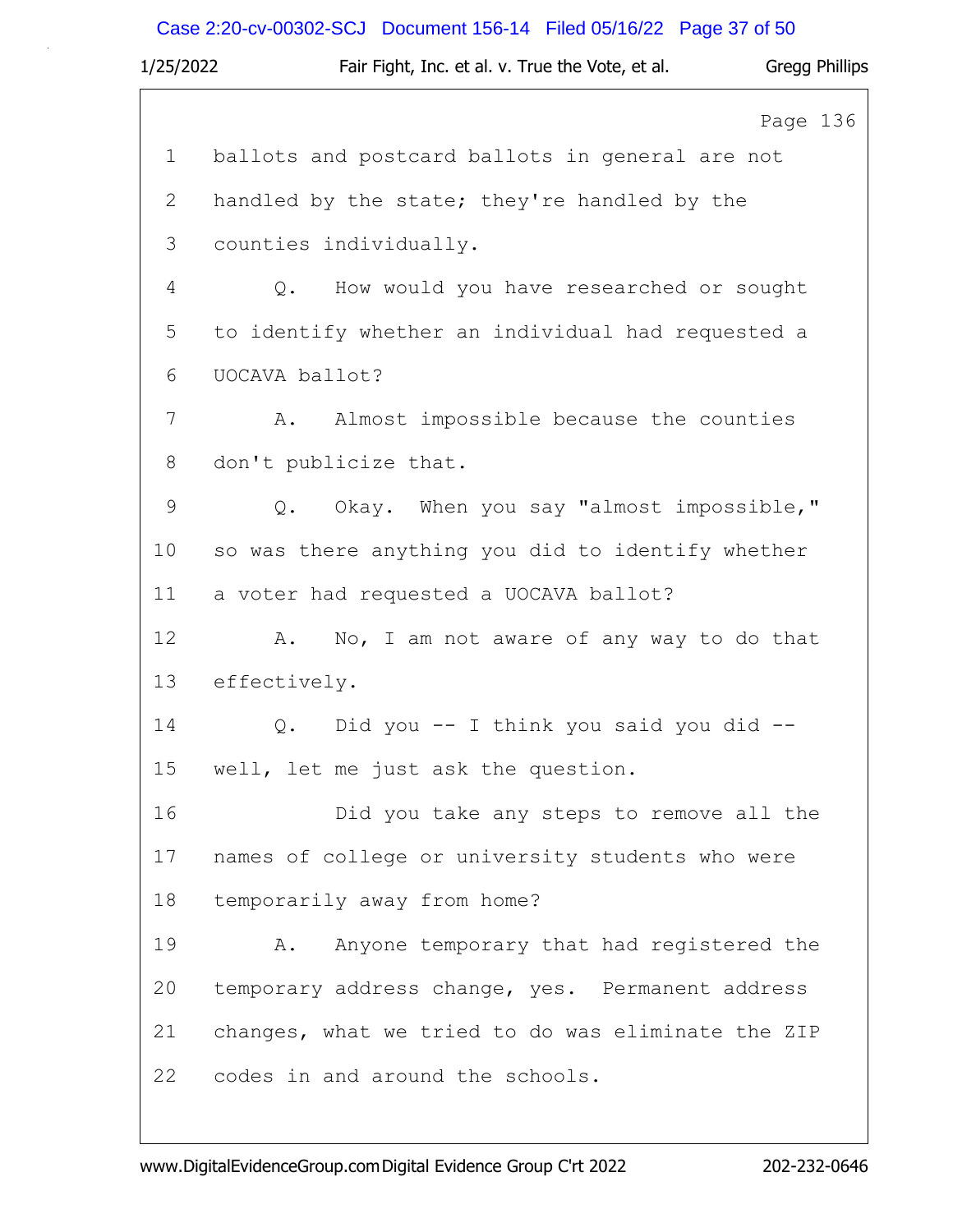Page 136

1 ballots and postcard ballots in general are not
2 handled by the state; they're handled by the
3 counties individually.
4 Q. How would you have researched or sought
5 to identify whether an individual had requested a
6 UOCAVA ballot?
7 A. Almost impossible because the counties
8 don't publicize that.
9 Q. Okay. When you say "almost impossible,"
10 so was there anything you did to identify whether
11 a voter had requested a UOCAVA ballot?
12 A. No, I am not aware of any way to do that
13 effectively.
14 Q. Did you -- I think you said you did --
15 well, let me just ask the question.
16 Did you take any steps to remove all the
17 names of college or university students who were
18 temporarily away from home?
19 A. Anyone temporary that had registered the
20 temporary address change, yes. Permanent address
21 changes, what we tried to do was eliminate the ZIP
22 codes in and around the schools.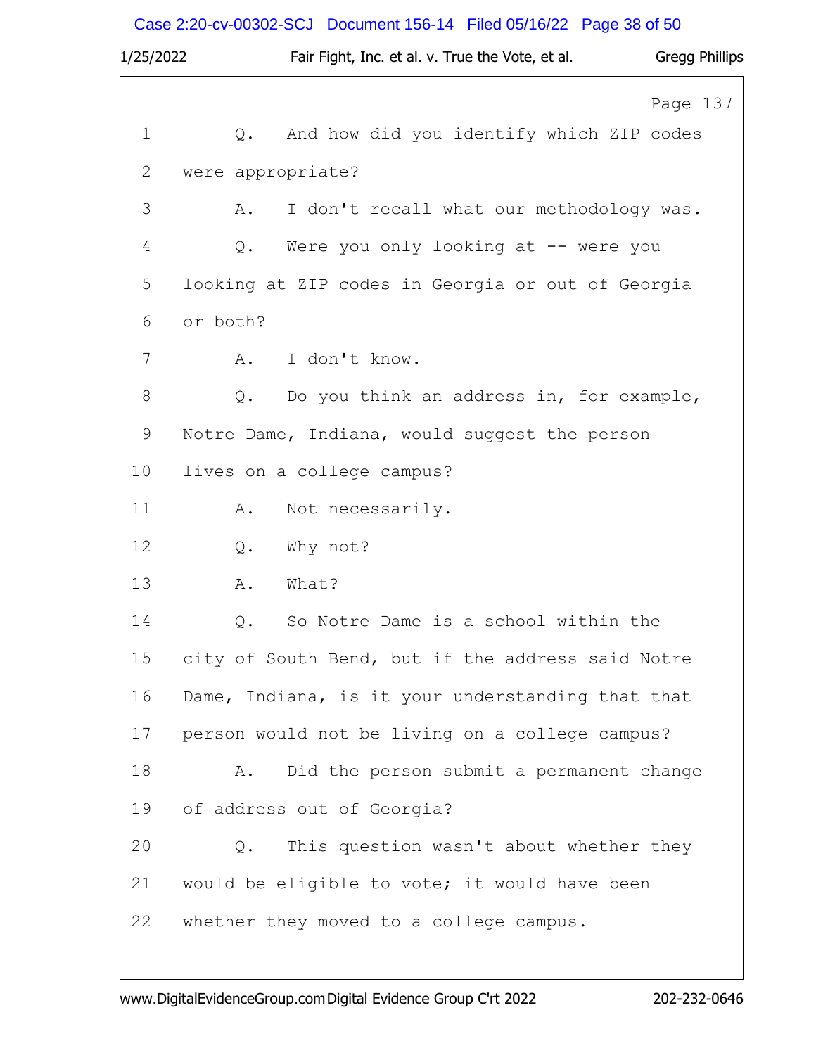Page 137

1 Q. And how did you identify which ZIP codes
2 were appropriate?
3 A. I don't recall what our methodology was.
4 Q. Were you only looking at -- were you
5 looking at ZIP codes in Georgia or out of Georgia
6 or both?
7 A. I don't know.
8 Q. Do you think an address in, for example,
9 Notre Dame, Indiana, would suggest the person
10 lives on a college campus?
11 A. Not necessarily.
12 Q. Why not?
13 A. What?
14 Q. So Notre Dame is a school within the
15 city of South Bend, but if the address said Notre
16 Dame, Indiana, is it your understanding that that
17 person would not be living on a college campus?
18 A. Did the person submit a permanent change
19 of address out of Georgia?
20 Q. This question wasn't about whether they
21 would be eligible to vote; it would have been
22 whether they moved to a college campus.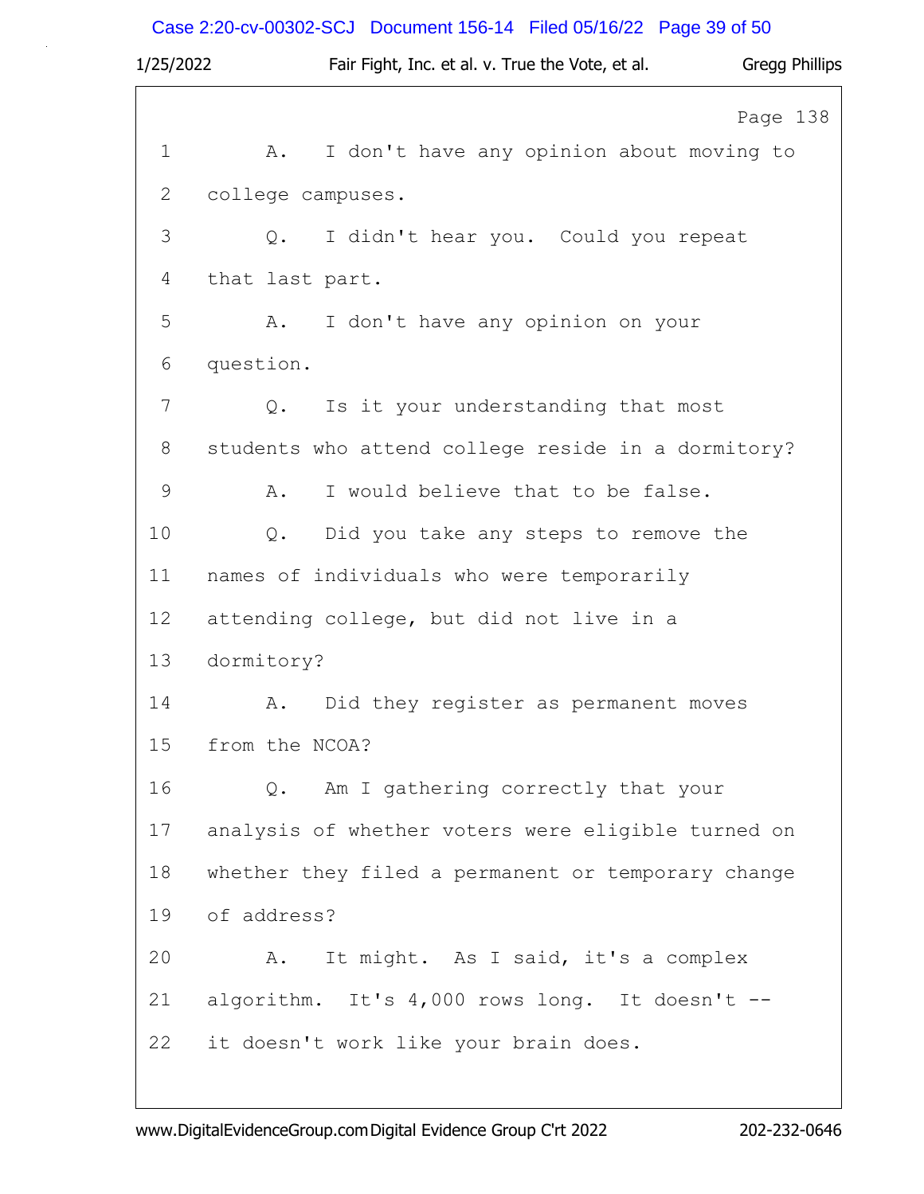Page 138

1 A. I don't have any opinion about moving to
2 college campuses.
3 Q. I didn't hear you. Could you repeat
4 that last part.
5 A. I don't have any opinion on your
6 question.
7 Q. Is it your understanding that most
8 students who attend college reside in a dormitory?
9 A. I would believe that to be false.
10 Q. Did you take any steps to remove the
11 names of individuals who were temporarily
12 attending college, but did not live in a
13 dormitory?
14 A. Did they register as permanent moves
15 from the NCOA?
16 Q. Am I gathering correctly that your
17 analysis of whether voters were eligible turned on
18 whether they filed a permanent or temporary change
19 of address?
20 A. It might. As I said, it's a complex
21 algorithm. It's 4,000 rows long. It doesn't --
22 it doesn't work like your brain does.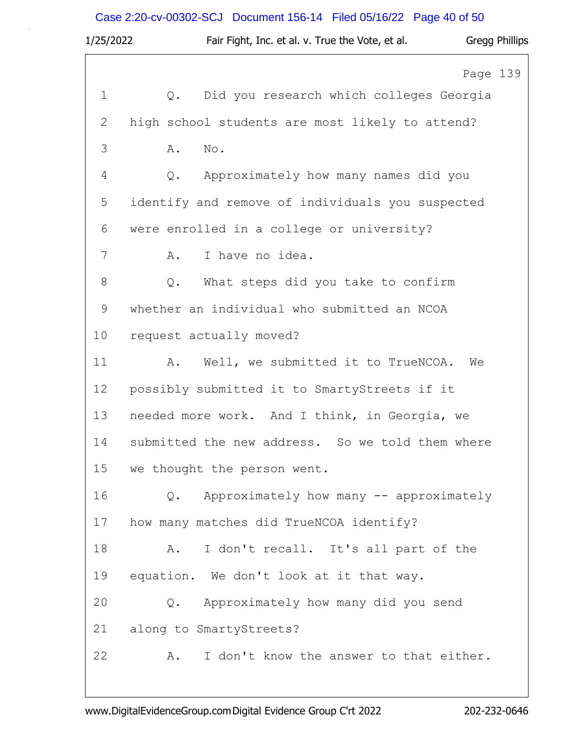Page 139

1 Q. Did you research which colleges Georgia
2 high school students are most likely to attend?
3 A. No.
4 Q. Approximately how many names did you
5 identify and remove of individuals you suspected
6 were enrolled in a college or university?
7 A. I have no idea.
8 Q. What steps did you take to confirm
9 whether an individual who submitted an NCOA
10 request actually moved?
11 A. Well, we submitted it to TrueNCOA. We
12 possibly submitted it to SmartyStreets if it
13 needed more work. And I think, in Georgia, we
14 submitted the new address. So we told them where
15 we thought the person went.
16 Q. Approximately how many -- approximately
17 how many matches did TrueNCOA identify?
18 A. I don't recall. It's all part of the
19 equation. We don't look at it that way.
20 Q. Approximately how many did you send
21 along to SmartyStreets?
22 A. I don't know the answer to that either.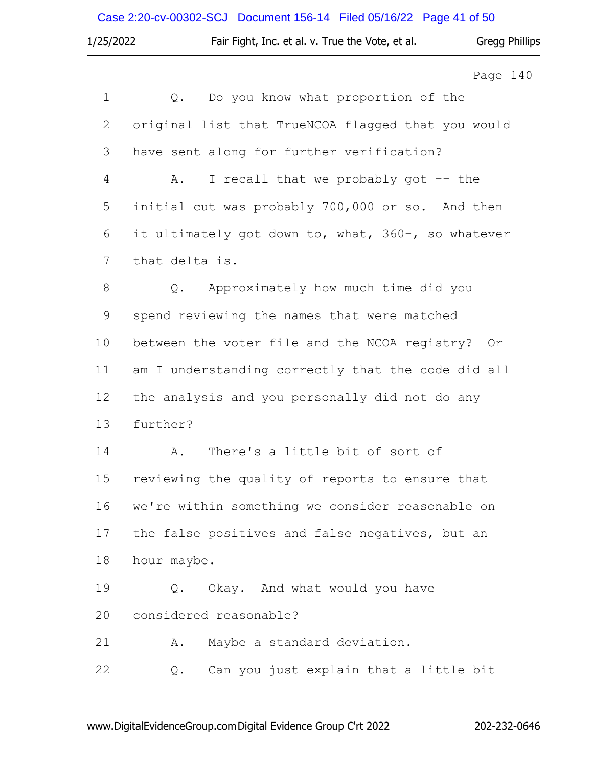Page 140

1 Q. Do you know what proportion of the
2 original list that TrueNCOA flagged that you would
3 have sent along for further verification?
4 A. I recall that we probably got -- the
5 initial cut was probably 700,000 or so. And then
6 it ultimately got down to, what, 360-, so whatever
7 that delta is.
8 Q. Approximately how much time did you
9 spend reviewing the names that were matched
10 between the voter file and the NCOA registry? Or
11 am I understanding correctly that the code did all
12 the analysis and you personally did not do any
13 further?
14 A. There's a little bit of sort of
15 reviewing the quality of reports to ensure that
16 we're within something we consider reasonable on
17 the false positives and false negatives, but an
18 hour maybe.
19 Q. Okay. And what would you have
20 considered reasonable?
21 A. Maybe a standard deviation.
22 Q. Can you just explain that a little bit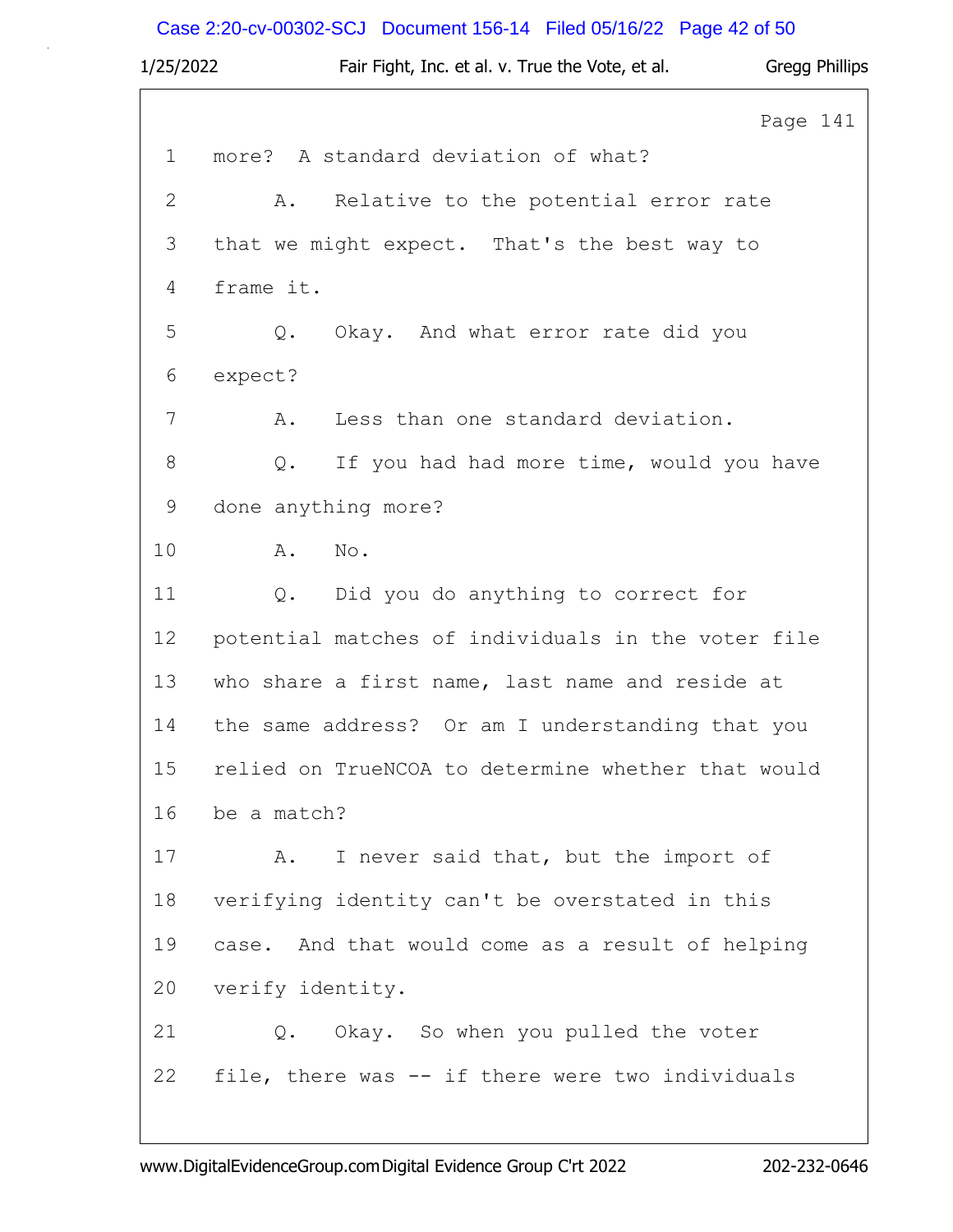Page 141

1 more? A standard deviation of what?

2 A. Relative to the potential error rate

3 that we might expect. That's the best way to

4 frame it.

5 Q. Okay. And what error rate did you

6 expect?

7 A. Less than one standard deviation.

8 Q. If you had had more time, would you have

9 done anything more?

10 A. No.

11 Q. Did you do anything to correct for

12 potential matches of individuals in the voter file

13 who share a first name, last name and reside at

14 the same address? Or am I understanding that you

15 relied on TrueNCOA to determine whether that would

16 be a match?

17 A. I never said that, but the import of

18 verifying identity can't be overstated in this

19 case. And that would come as a result of helping

20 verify identity.

21 Q. Okay. So when you pulled the voter

22 file, there was -- if there were two individuals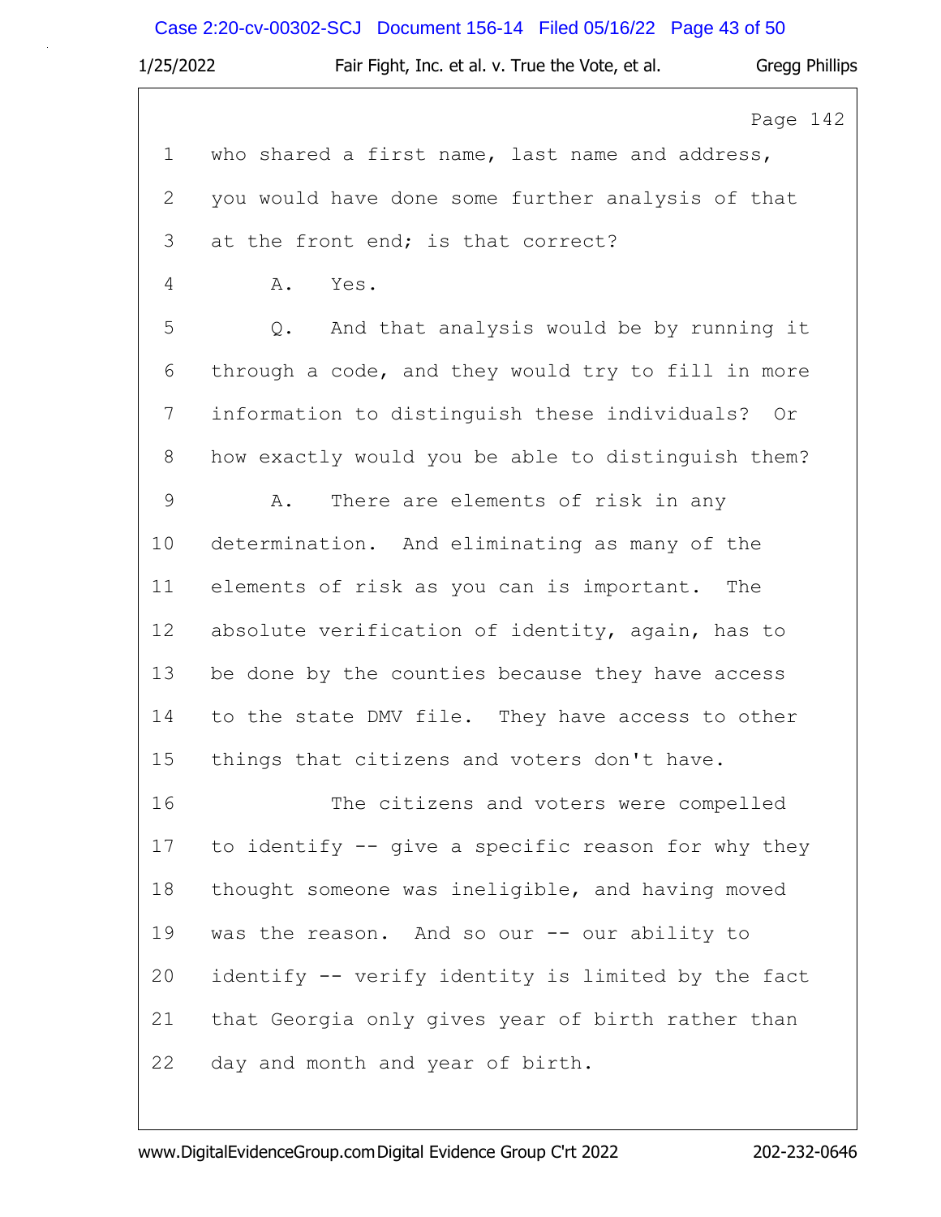Page 142

1 who shared a first name, last name and address,
2 you would have done some further analysis of that
3 at the front end; is that correct?
4 A. Yes.
5 Q. And that analysis would be by running it
6 through a code, and they would try to fill in more
7 information to distinguish these individuals? Or
8 how exactly would you be able to distinguish them?
9 A. There are elements of risk in any
10 determination. And eliminating as many of the
11 elements of risk as you can is important. The
12 absolute verification of identity, again, has to
13 be done by the counties because they have access
14 to the state DMV file. They have access to other
15 things that citizens and voters don't have.
16 The citizens and voters were compelled
17 to identify -- give a specific reason for why they
18 thought someone was ineligible, and having moved
19 was the reason. And so our -- our ability to
20 identify -- verify identity is limited by the fact
21 that Georgia only gives year of birth rather than
22 day and month and year of birth.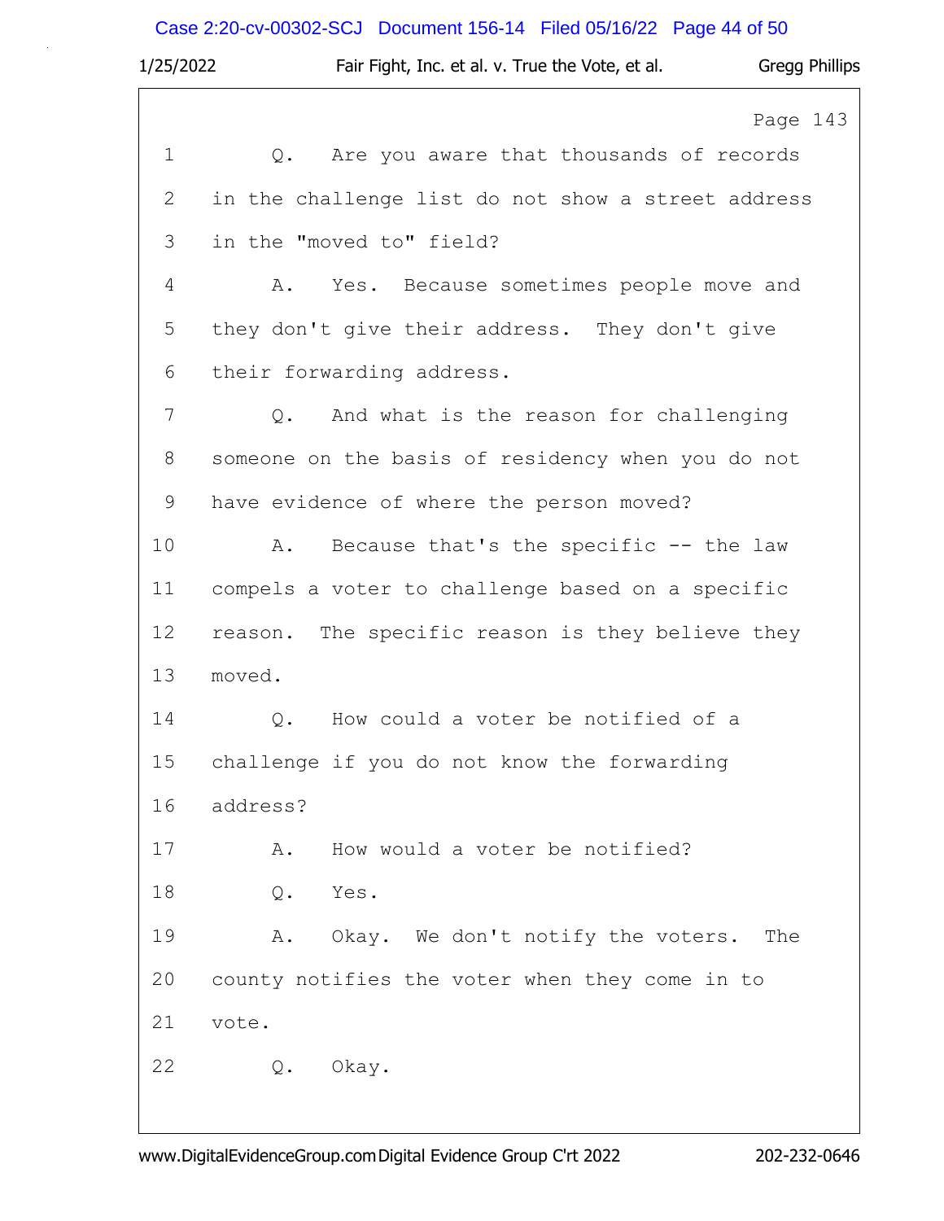Page 143

1 Q. Are you aware that thousands of records
2 in the challenge list do not show a street address
3 in the "moved to" field?
4 A. Yes. Because sometimes people move and
5 they don't give their address. They don't give
6 their forwarding address.
7 Q. And what is the reason for challenging
8 someone on the basis of residency when you do not
9 have evidence of where the person moved?
10 A. Because that's the specific -- the law
11 compels a voter to challenge based on a specific
12 reason. The specific reason is they believe they
13 moved.
14 Q. How could a voter be notified of a
15 challenge if you do not know the forwarding
16 address?
17 A. How would a voter be notified?
18 Q. Yes.
19 A. Okay. We don't notify the voters. The
20 county notifies the voter when they come in to
21 vote.
22 Q. Okay.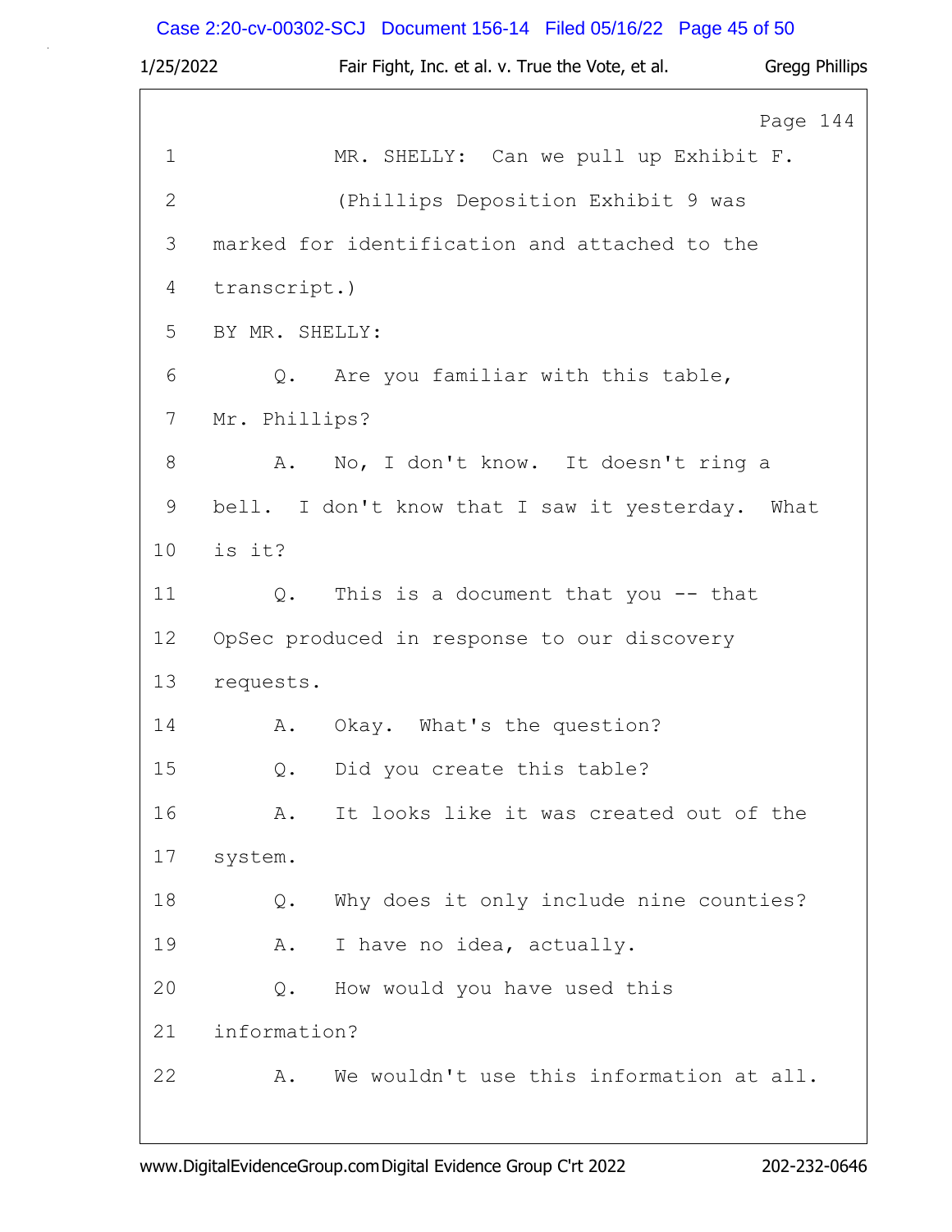Page 144

1 MR. SHELLY: Can we pull up Exhibit F.

2 (Phillips Deposition Exhibit 9 was

3 marked for identification and attached to the

4 transcript.)

5 BY MR. SHELLY:

6 Q. Are you familiar with this table,

7 Mr. Phillips?

8 A. No, I don't know. It doesn't ring a

9 bell. I don't know that I saw it yesterday. What

10 is it?

11 Q. This is a document that you -- that

12 OpSec produced in response to our discovery

13 requests.

14 A. Okay. What's the question?

15 Q. Did you create this table?

16 A. It looks like it was created out of the

17 system.

18 Q. Why does it only include nine counties?

19 A. I have no idea, actually.

20 Q. How would you have used this

21 information?

22 A. We wouldn't use this information at all.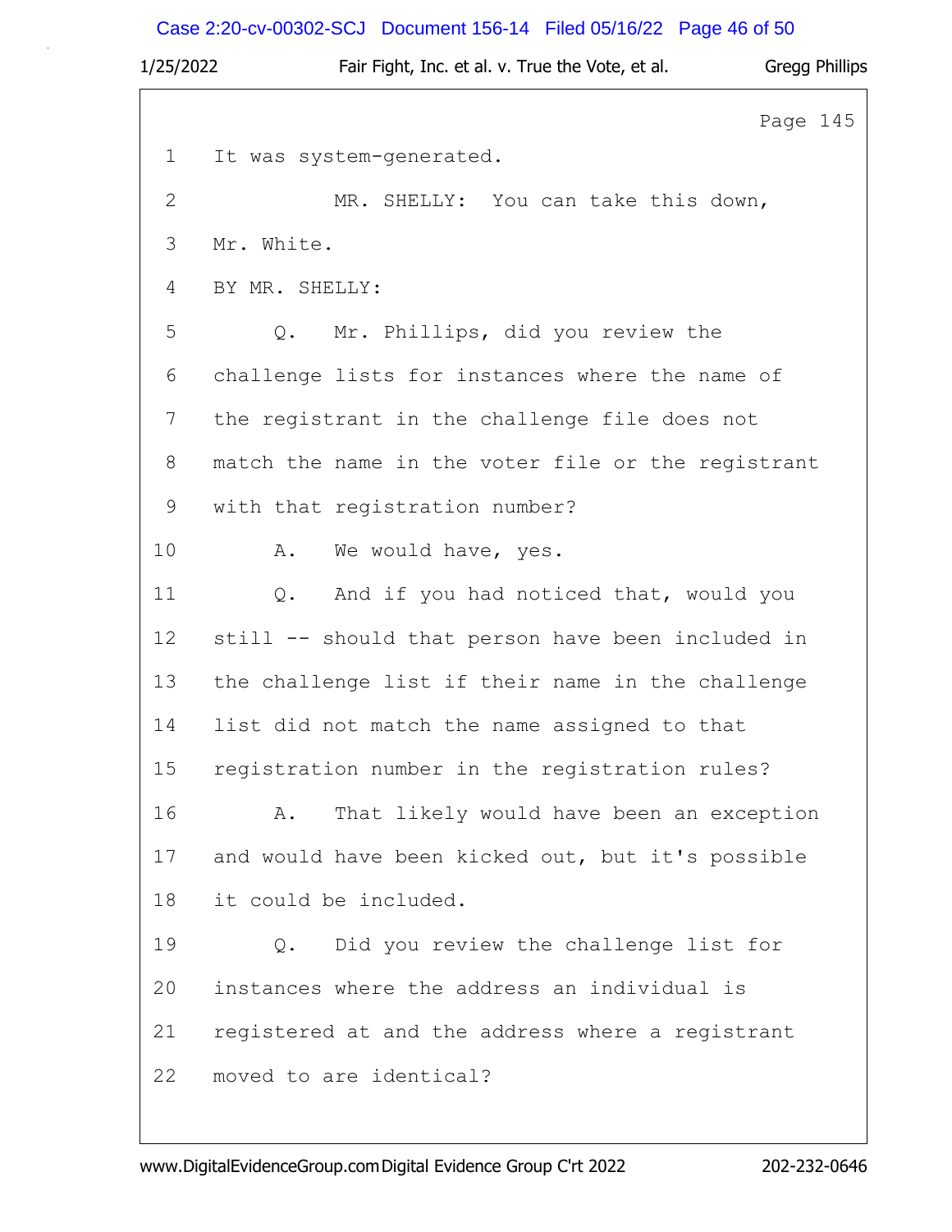Page 145

1 It was system-generated.

2 MR. SHELLY: You can take this down,

3 Mr. White.

4 BY MR. SHELLY:

5 Q. Mr. Phillips, did you review the

6 challenge lists for instances where the name of

7 the registrant in the challenge file does not

8 match the name in the voter file or the registrant

9 with that registration number?

10 A. We would have, yes.

11 Q. And if you had noticed that, would you

12 still -- should that person have been included in

13 the challenge list if their name in the challenge

14 list did not match the name assigned to that

15 registration number in the registration rules?

16 A. That likely would have been an exception

17 and would have been kicked out, but it's possible

18 it could be included.

19 Q. Did you review the challenge list for

20 instances where the address an individual is

21 registered at and the address where a registrant

22 moved to are identical?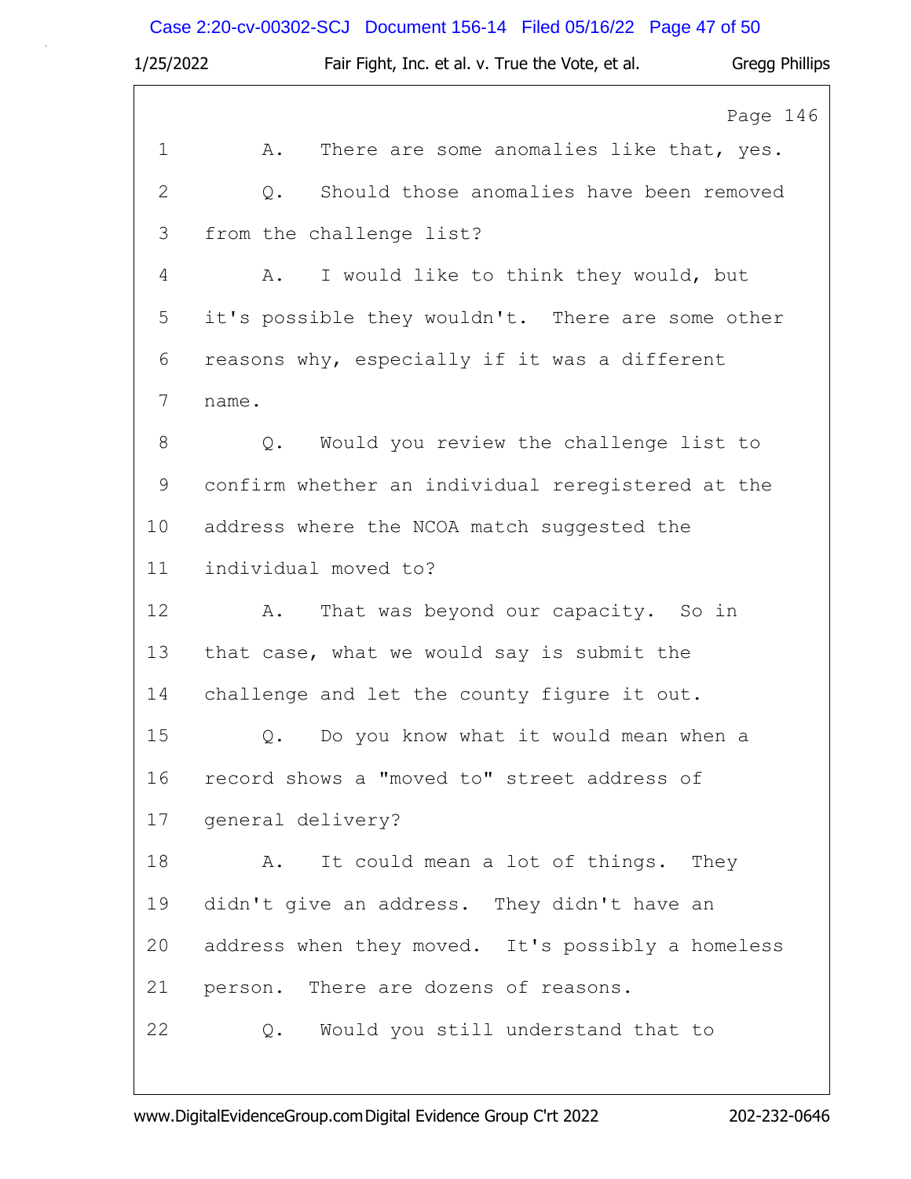Page 146

1 A. There are some anomalies like that, yes.

2 Q. Should those anomalies have been removed

3 from the challenge list?

4 A. I would like to think they would, but

5 it's possible they wouldn't. There are some other

6 reasons why, especially if it was a different

7 name.

8 Q. Would you review the challenge list to

9 confirm whether an individual reregistered at the

10 address where the NCOA match suggested the

11 individual moved to?

12 A. That was beyond our capacity. So in

13 that case, what we would say is submit the

14 challenge and let the county figure it out.

15 Q. Do you know what it would mean when a

16 record shows a "moved to" street address of

17 general delivery?

18 A. It could mean a lot of things. They

19 didn't give an address. They didn't have an

20 address when they moved. It's possibly a homeless

21 person. There are dozens of reasons.

22 Q. Would you still understand that to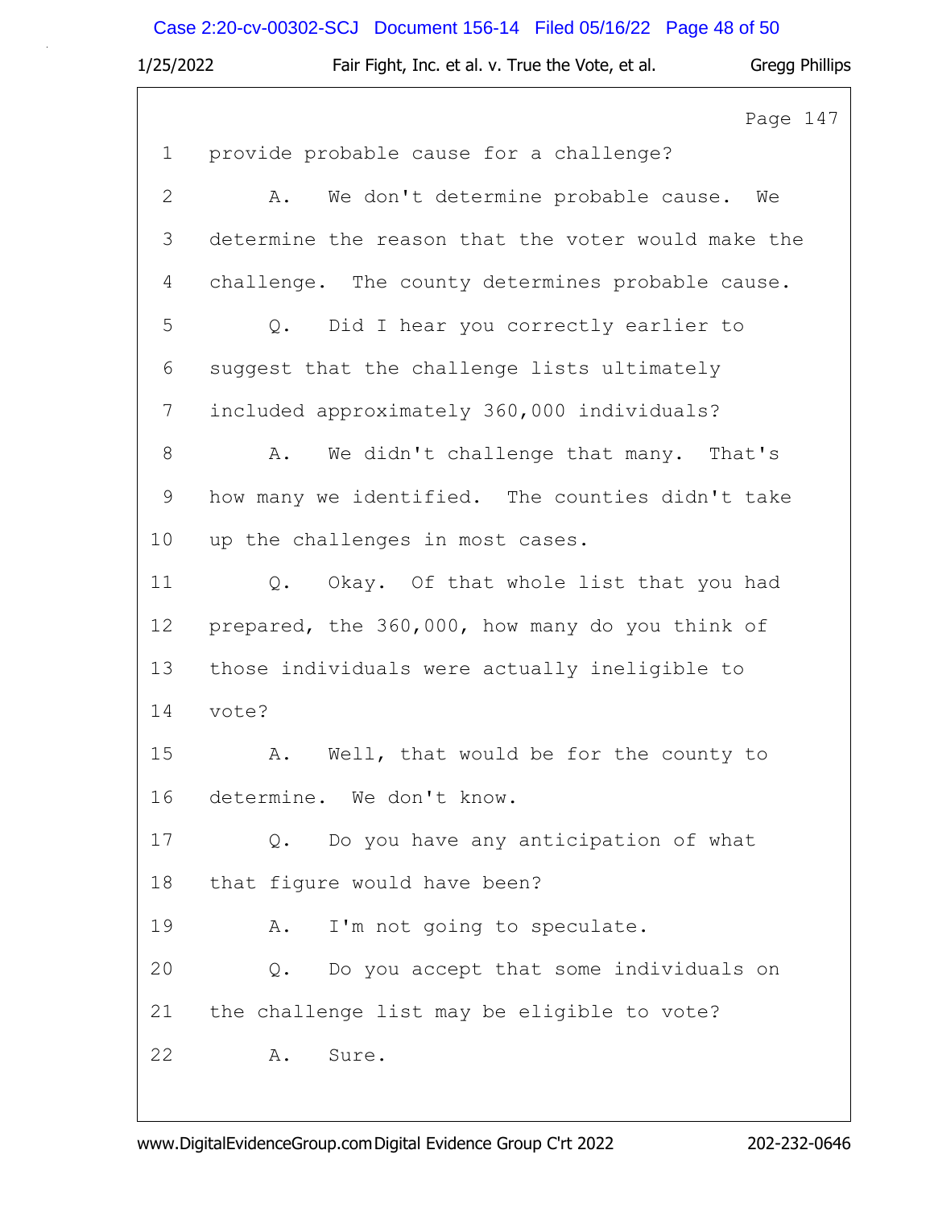Page 147

1 provide probable cause for a challenge?

2 A. We don't determine probable cause. We

3 determine the reason that the voter would make the

4 challenge. The county determines probable cause.

5 Q. Did I hear you correctly earlier to

6 suggest that the challenge lists ultimately

7 included approximately 360,000 individuals?

8 A. We didn't challenge that many. That's

9 how many we identified. The counties didn't take

10 up the challenges in most cases.

11 Q. Okay. Of that whole list that you had

12 prepared, the 360,000, how many do you think of

13 those individuals were actually ineligible to

14 vote?

15 A. Well, that would be for the county to

16 determine. We don't know.

17 Q. Do you have any anticipation of what

18 that figure would have been?

19 A. I'm not going to speculate.

20 Q. Do you accept that some individuals on

21 the challenge list may be eligible to vote?

22 A. Sure.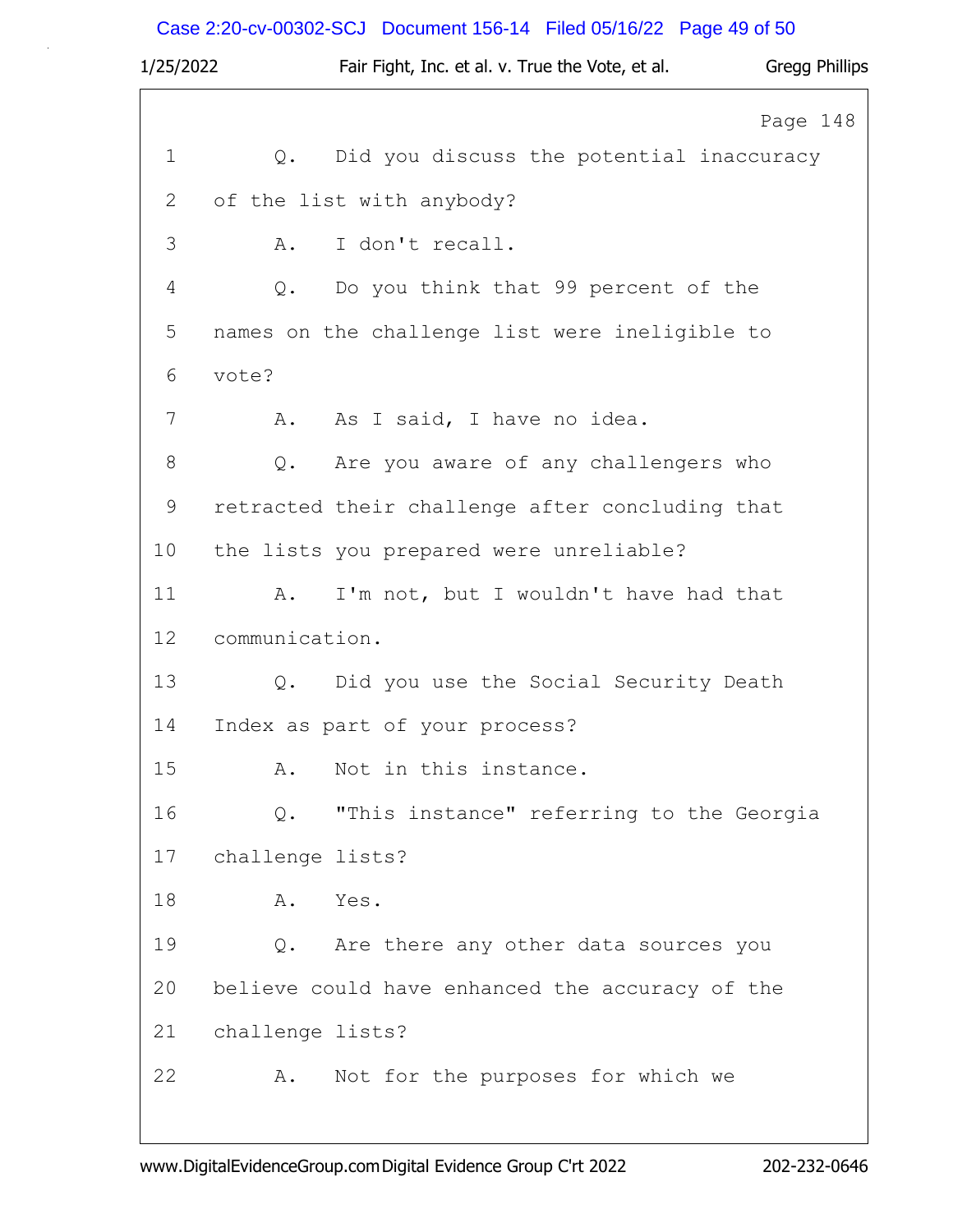Page 148

1 Q. Did you discuss the potential inaccuracy
2 of the list with anybody?
3 A. I don't recall.
4 Q. Do you think that 99 percent of the
5 names on the challenge list were ineligible to
6 vote?
7 A. As I said, I have no idea.
8 Q. Are you aware of any challengers who
9 retracted their challenge after concluding that
10 the lists you prepared were unreliable?
11 A. I'm not, but I wouldn't have had that
12 communication.
13 Q. Did you use the Social Security Death
14 Index as part of your process?
15 A. Not in this instance.
16 Q. "This instance" referring to the Georgia
17 challenge lists?
18 A. Yes.
19 Q. Are there any other data sources you
20 believe could have enhanced the accuracy of the
21 challenge lists?
22 A. Not for the purposes for which we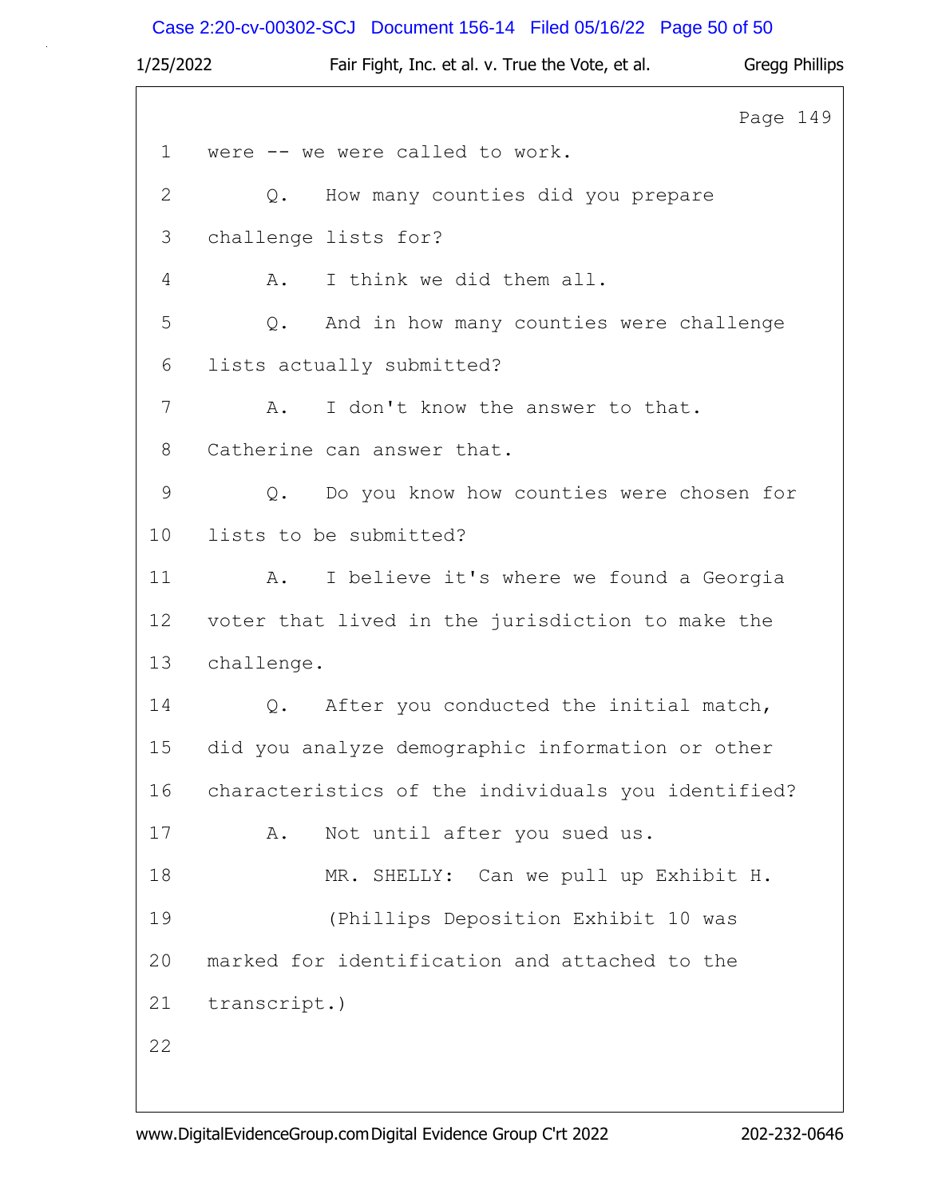Page 149

1 were -- we were called to work.

2 Q. How many counties did you prepare

3 challenge lists for?

4 A. I think we did them all.

5 Q. And in how many counties were challenge

6 lists actually submitted?

7 A. I don't know the answer to that.

8 Catherine can answer that.

9 Q. Do you know how counties were chosen for

10 lists to be submitted?

11 A. I believe it's where we found a Georgia

12 voter that lived in the jurisdiction to make the

13 challenge.

14 Q. After you conducted the initial match,

15 did you analyze demographic information or other

16 characteristics of the individuals you identified?

17 A. Not until after you sued us.

18 MR. SHELLY: Can we pull up Exhibit H.

19 (Phillips Deposition Exhibit 10 was

20 marked for identification and attached to the

21 transcript.)

22